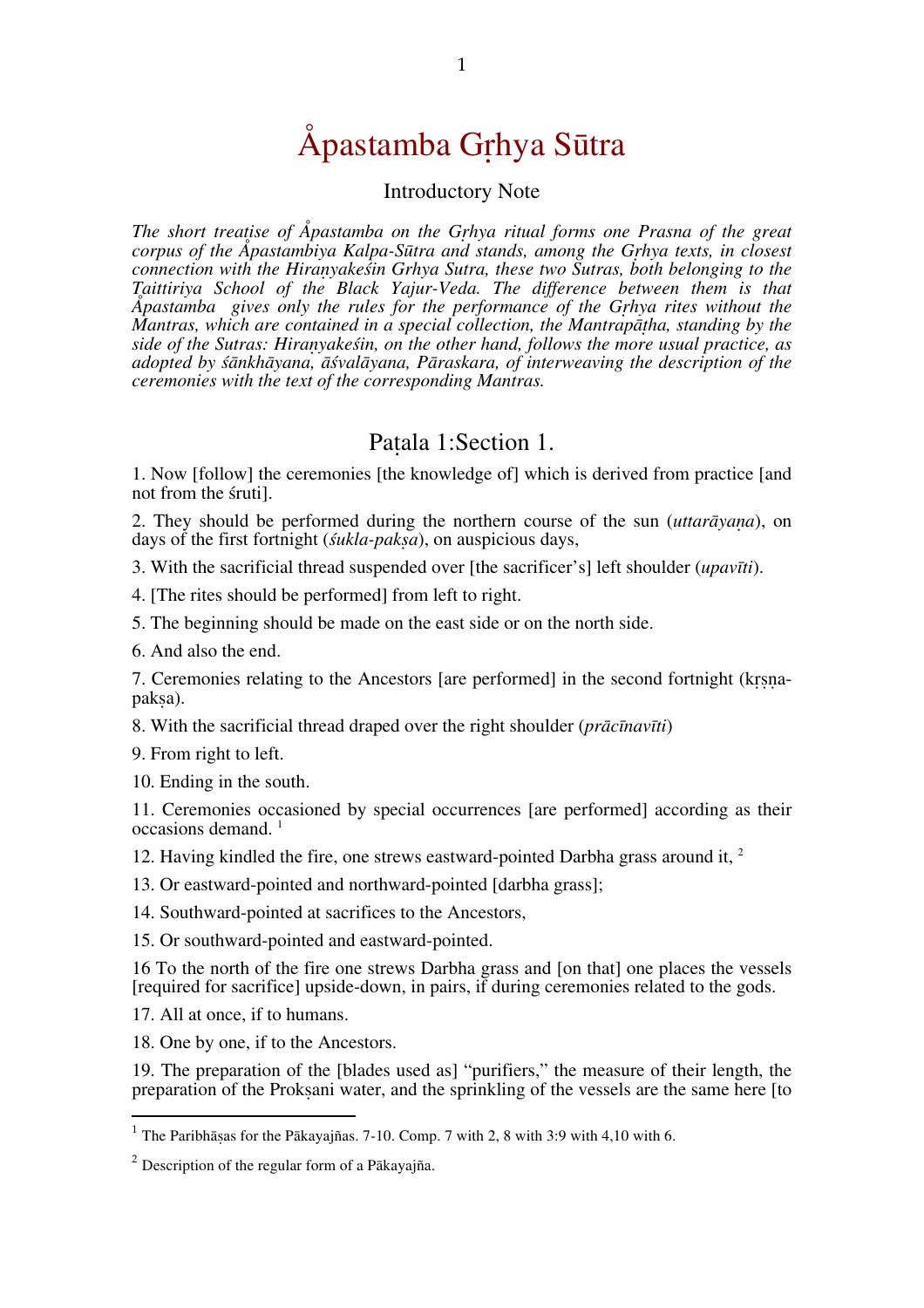# Åpastamba Gṛhya Sūtra

## Introductory Note

*The short treatise of Åpastamba on the Gṛhya ritual forms one Prasna of the great corpus of the Åpastambiya Kalpa-Sūtra and stands, among the Gṛhya texts, in closest connection with the Hiraṇyakeśin Grhya Sutra, these two Sutras, both belonging to the Taittiriya School of the Black Yajur-Veda. The difference between them is that Åpastamba gives only the rules for the performance of the Gṛhya rites without the Mantras, which are contained in a special collection, the Mantrapāṭha, standing by the side of the Sutras: Hiraṇyakeśin, on the other hand, follows the more usual practice, as adopted by śānkhāyana, āśvalāyana, Pāraskara, of interweaving the description of the ceremonies with the text of the corresponding Mantras.*

## Paṭala 1:Section 1.

1. Now [follow] the ceremonies [the knowledge of] which is derived from practice [and not from the śruti].

2. They should be performed during the northern course of the sun (*uttarāyaṇa*), on days of the first fortnight (*śukla-pakṣa*), on auspicious days,

3. With the sacrificial thread suspended over [the sacrificer's] left shoulder (*upavīti*).

4. [The rites should be performed] from left to right.

5. The beginning should be made on the east side or on the north side.

6. And also the end.

7. Ceremonies relating to the Ancestors [are performed] in the second fortnight (kṛṣṇa-pakṣa).

8. With the sacrificial thread draped over the right shoulder (*prācīnavīti*)

9. From right to left.

10. Ending in the south.

11. Ceremonies occasioned by special occurrences [are performed] according as their occasions demand. [1]

12. Having kindled the fire, one strews eastward-pointed Darbha grass around it, [2]

13. Or eastward-pointed and northward-pointed [darbha grass];

14. Southward-pointed at sacrifices to the Ancestors,

15. Or southward-pointed and eastward-pointed.

16 To the north of the fire one strews Darbha grass and [on that] one places the vessels [required for sacrifice] upside-down, in pairs, if during ceremonies related to the gods.

17. All at once, if to humans.

18. One by one, if to the Ancestors.

19. The preparation of the [blades used as] "purifiers," the measure of their length, the preparation of the Prokṣani water, and the sprinkling of the vessels are the same here [to

---

[1] The Paribhāṣas for the Pākayajñas. 7-10. Comp. 7 with 2, 8 with 3:9 with 4,10 with 6.

[2] Description of the regular form of a Pākayajña.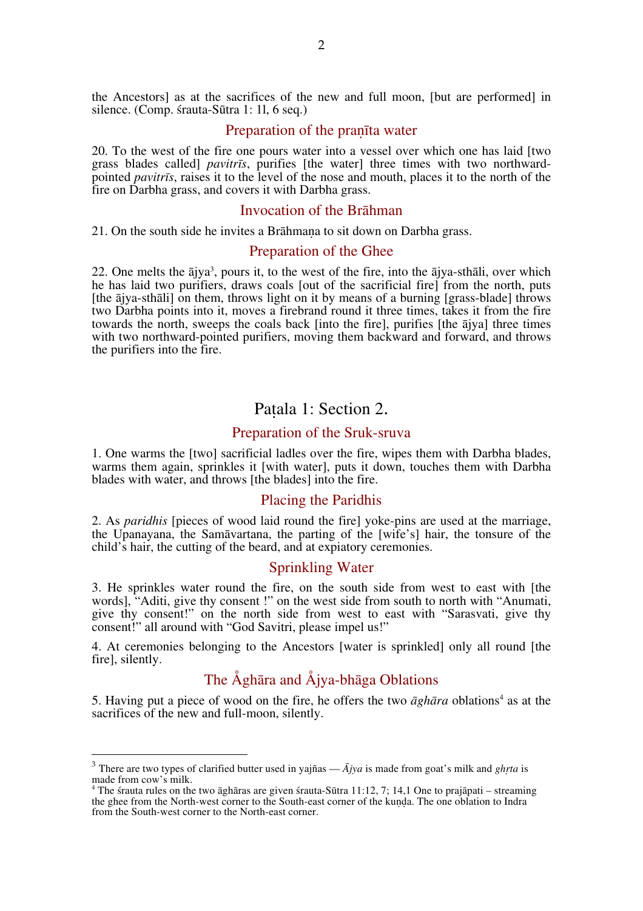the Ancestors] as at the sacrifices of the new and full moon, [but are performed] in silence. (Comp. śrauta-Sūtra 1: 1l, 6 seq.)

### Preparation of the praṇīta water

20. To the west of the fire one pours water into a vessel over which one has laid [two grass blades called] *pavitrīs*, purifies [the water] three times with two northward-pointed *pavitrīs*, raises it to the level of the nose and mouth, places it to the north of the fire on Darbha grass, and covers it with Darbha grass.

### Invocation of the Brāhman

21. On the south side he invites a Brāhmaṇa to sit down on Darbha grass.

### Preparation of the Ghee

22. One melts the ājya[3], pours it, to the west of the fire, into the ājya-sthāli, over which he has laid two purifiers, draws coals [out of the sacrificial fire] from the north, puts [the ājya-sthāli] on them, throws light on it by means of a burning [grass-blade] throws two Darbha points into it, moves a firebrand round it three times, takes it from the fire towards the north, sweeps the coals back [into the fire], purifies [the ājya] three times with two northward-pointed purifiers, moving them backward and forward, and throws the purifiers into the fire.

## Paṭala 1: Section 2.

### Preparation of the Sruk-sruva

1. One warms the [two] sacrificial ladles over the fire, wipes them with Darbha blades, warms them again, sprinkles it [with water], puts it down, touches them with Darbha blades with water, and throws [the blades] into the fire.

### Placing the Paridhis

2. As *paridhis* [pieces of wood laid round the fire] yoke-pins are used at the marriage, the Upanayana, the Samāvartana, the parting of the [wife's] hair, the tonsure of the child's hair, the cutting of the beard, and at expiatory ceremonies.

### Sprinkling Water

3. He sprinkles water round the fire, on the south side from west to east with [the words], "Aditi, give thy consent !" on the west side from south to north with "Anumati, give thy consent!" on the north side from west to east with "Sarasvati, give thy consent!" all around with "God Savitri, please impel us!"

4. At ceremonies belonging to the Ancestors [water is sprinkled] only all round [the fire], silently.

### The Åghāra and Åjya-bhāga Oblations

5. Having put a piece of wood on the fire, he offers the two *āghāra* oblations[4] as at the sacrifices of the new and full-moon, silently.

---

[3] There are two types of clarified butter used in yajñas — *Ājya* is made from goat's milk and *ghṛta* is made from cow's milk.

[4] The śrauta rules on the two āghāras are given śrauta-Sūtra 11:12, 7; 14,1 One to prajāpati – streaming the ghee from the North-west corner to the South-east corner of the kuṇḍa. The one oblation to Indra from the South-west corner to the North-east corner.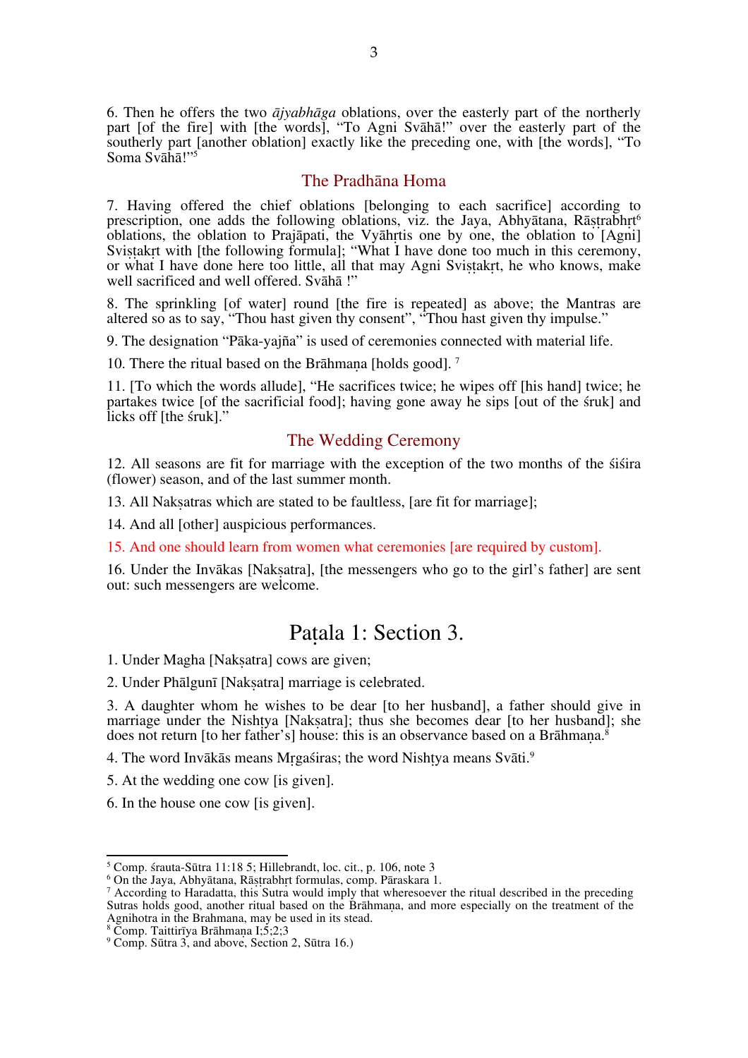6. Then he offers the two *ājyabhāga* oblations, over the easterly part of the northerly part [of the fire] with [the words], “To Agni Svāhā!” over the easterly part of the southerly part [another oblation] exactly like the preceding one, with [the words], “To Soma Svāhā!”[5]

## The Pradhāna Homa

7. Having offered the chief oblations [belonging to each sacrifice] according to prescription, one adds the following oblations, viz. the Jaya, Abhyātana, Rāṣṭrabhṛt[6] oblations, the oblation to Prajāpati, the Vyāhṛtis one by one, the oblation to [Agni] Sviṣṭakṛt with [the following formula]; “What I have done too much in this ceremony, or what I have done here too little, all that may Agni Sviṣṭakṛt, he who knows, make well sacrificed and well offered. Svāhā !”

8. The sprinkling [of water] round [the fire is repeated] as above; the Mantras are altered so as to say, “Thou hast given thy consent”, “Thou hast given thy impulse.”

9. The designation “Pāka-yajña” is used of ceremonies connected with material life.

10. There the ritual based on the Brāhmaṇa [holds good]. [7]

11. [To which the words allude], “He sacrifices twice; he wipes off [his hand] twice; he partakes twice [of the sacrificial food]; having gone away he sips [out of the śruk] and licks off [the śruk].”

## The Wedding Ceremony

12. All seasons are fit for marriage with the exception of the two months of the śiśira (flower) season, and of the last summer month.

13. All Nakṣatras which are stated to be faultless, [are fit for marriage];

14. And all [other] auspicious performances.

15. And one should learn from women what ceremonies [are required by custom].

16. Under the Invākas [Nakṣatra], [the messengers who go to the girl’s father] are sent out: such messengers are welcome.

# Paṭala 1: Section 3.

1. Under Magha [Nakṣatra] cows are given;

2. Under Phālgunī [Nakṣatra] marriage is celebrated.

3. A daughter whom he wishes to be dear [to her husband], a father should give in marriage under the Nishṭya [Nakṣatra]; thus she becomes dear [to her husband]; she does not return [to her father’s] house: this is an observance based on a Brāhmaṇa.[8]

4. The word Invākās means Mṛgaśiras; the word Nishṭya means Svāti.[9]

5. At the wedding one cow [is given].

6. In the house one cow [is given].

---

[5] Comp. śrauta-Sūtra 11:18 5; Hillebrandt, loc. cit., p. 106, note 3

[6] On the Jaya, Abhyātana, Rāṣṭrabhṛt formulas, comp. Pāraskara 1.

[7] According to Haradatta, this Sutra would imply that wheresoever the ritual described in the preceding Sutras holds good, another ritual based on the Brāhmaṇa, and more especially on the treatment of the Agnihotra in the Brahmana, may be used in its stead.

[8] Comp. Taittirīya Brāhmaṇa I;5;2;3

[9] Comp. Sūtra 3, and above, Section 2, Sūtra 16.)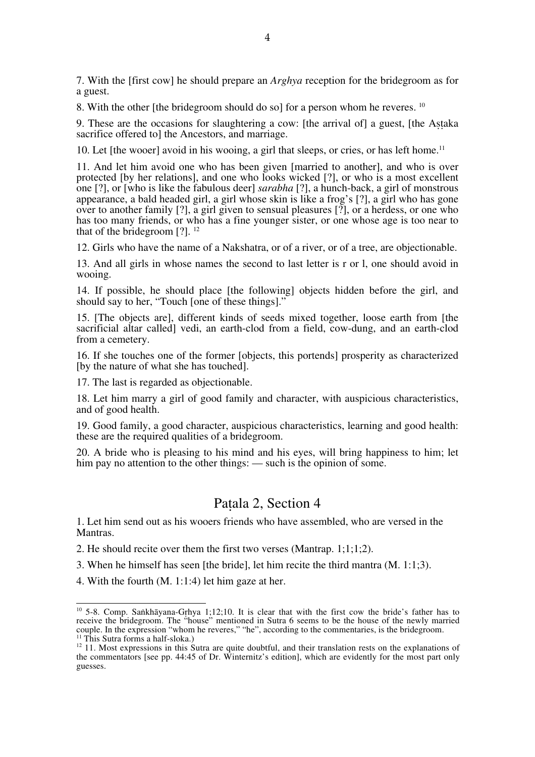7. With the [first cow] he should prepare an *Arghya* reception for the bridegroom as for a guest.

8. With the other [the bridegroom should do so] for a person whom he reveres. [10]

9. These are the occasions for slaughtering a cow: [the arrival of] a guest, [the Aṣṭaka sacrifice offered to] the Ancestors, and marriage.

10. Let [the wooer] avoid in his wooing, a girl that sleeps, or cries, or has left home.[11]

11. And let him avoid one who has been given [married to another], and who is over protected [by her relations], and one who looks wicked [?], or who is a most excellent one [?], or [who is like the fabulous deer] *sarabha* [?], a hunch-back, a girl of monstrous appearance, a bald headed girl, a girl whose skin is like a frog's [?], a girl who has gone over to another family [?], a girl given to sensual pleasures [?], or a herdess, or one who has too many friends, or who has a fine younger sister, or one whose age is too near to that of the bridegroom [?]. [12]

12. Girls who have the name of a Nakshatra, or of a river, or of a tree, are objectionable.

13. And all girls in whose names the second to last letter is r or l, one should avoid in wooing.

14. If possible, he should place [the following] objects hidden before the girl, and should say to her, "Touch [one of these things]."

15. [The objects are], different kinds of seeds mixed together, loose earth from [the sacrificial altar called] vedi, an earth-clod from a field, cow-dung, and an earth-clod from a cemetery.

16. If she touches one of the former [objects, this portends] prosperity as characterized [by the nature of what she has touched].

17. The last is regarded as objectionable.

18. Let him marry a girl of good family and character, with auspicious characteristics, and of good health.

19. Good family, a good character, auspicious characteristics, learning and good health: these are the required qualities of a bridegroom.

20. A bride who is pleasing to his mind and his eyes, will bring happiness to him; let him pay no attention to the other things: — such is the opinion of some.

## Paṭala 2, Section 4

1. Let him send out as his wooers friends who have assembled, who are versed in the Mantras.

2. He should recite over them the first two verses (Mantrap. 1;1;1;2).

3. When he himself has seen [the bride], let him recite the third mantra (M. 1:1;3).

4. With the fourth (M. 1:1:4) let him gaze at her.

---

[10] 5-8. Comp. Saṅkhāyana-Gṛhya 1;12;10. It is clear that with the first cow the bride's father has to receive the bridegroom. The "house" mentioned in Sutra 6 seems to be the house of the newly married couple. In the expression "whom he reveres," "he", according to the commentaries, is the bridegroom.

[11] This Sutra forms a half-sloka.)

[12] 11. Most expressions in this Sutra are quite doubtful, and their translation rests on the explanations of the commentators [see pp. 44:45 of Dr. Winternitz's edition], which are evidently for the most part only guesses.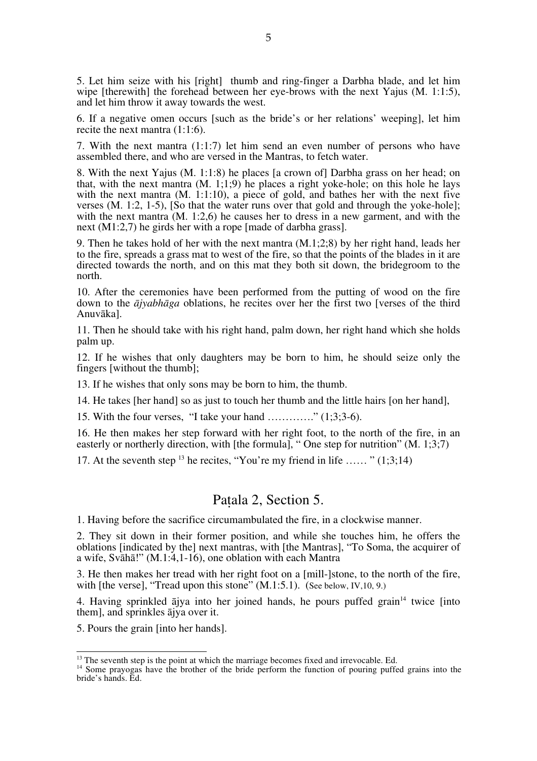5. Let him seize with his [right] thumb and ring-finger a Darbha blade, and let him wipe [therewith] the forehead between her eye-brows with the next Yajus (M. 1:1:5), and let him throw it away towards the west.

6. If a negative omen occurs [such as the bride's or her relations' weeping], let him recite the next mantra (1:1:6).

7. With the next mantra (1:1:7) let him send an even number of persons who have assembled there, and who are versed in the Mantras, to fetch water.

8. With the next Yajus (M. 1:1:8) he places [a crown of] Darbha grass on her head; on that, with the next mantra (M. 1;1;9) he places a right yoke-hole; on this hole he lays with the next mantra (M. 1:1:10), a piece of gold, and bathes her with the next five verses (M. 1:2, 1-5), [So that the water runs over that gold and through the yoke-hole]; with the next mantra (M. 1:2,6) he causes her to dress in a new garment, and with the next (M1:2,7) he girds her with a rope [made of darbha grass].

9. Then he takes hold of her with the next mantra (M.1;2;8) by her right hand, leads her to the fire, spreads a grass mat to west of the fire, so that the points of the blades in it are directed towards the north, and on this mat they both sit down, the bridegroom to the north.

10. After the ceremonies have been performed from the putting of wood on the fire down to the *ājyabhāga* oblations, he recites over her the first two [verses of the third Anuvāka].

11. Then he should take with his right hand, palm down, her right hand which she holds palm up.

12. If he wishes that only daughters may be born to him, he should seize only the fingers [without the thumb];

13. If he wishes that only sons may be born to him, the thumb.

14. He takes [her hand] so as just to touch her thumb and the little hairs [on her hand],

15. With the four verses, "I take your hand …………." (1;3;3-6).

16. He then makes her step forward with her right foot, to the north of the fire, in an easterly or northerly direction, with [the formula], " One step for nutrition" (M. 1;3;7)

17. At the seventh step [13] he recites, "You're my friend in life …… " (1;3;14)

## Paṭala 2, Section 5.

1. Having before the sacrifice circumambulated the fire, in a clockwise manner.

2. They sit down in their former position, and while she touches him, he offers the oblations [indicated by the] next mantras, with [the Mantras], "To Soma, the acquirer of a wife, Svāhā!" (M.1:4,1-16), one oblation with each Mantra

3. He then makes her tread with her right foot on a [mill-]stone, to the north of the fire, with [the verse], "Tread upon this stone" (M.1:5.1). (See below, IV,10, 9.)

4. Having sprinkled ājya into her joined hands, he pours puffed grain[14] twice [into them], and sprinkles ājya over it.

5. Pours the grain [into her hands].

---

[13] The seventh step is the point at which the marriage becomes fixed and irrevocable. Ed.

[14] Some prayogas have the brother of the bride perform the function of pouring puffed grains into the bride's hands. Ed.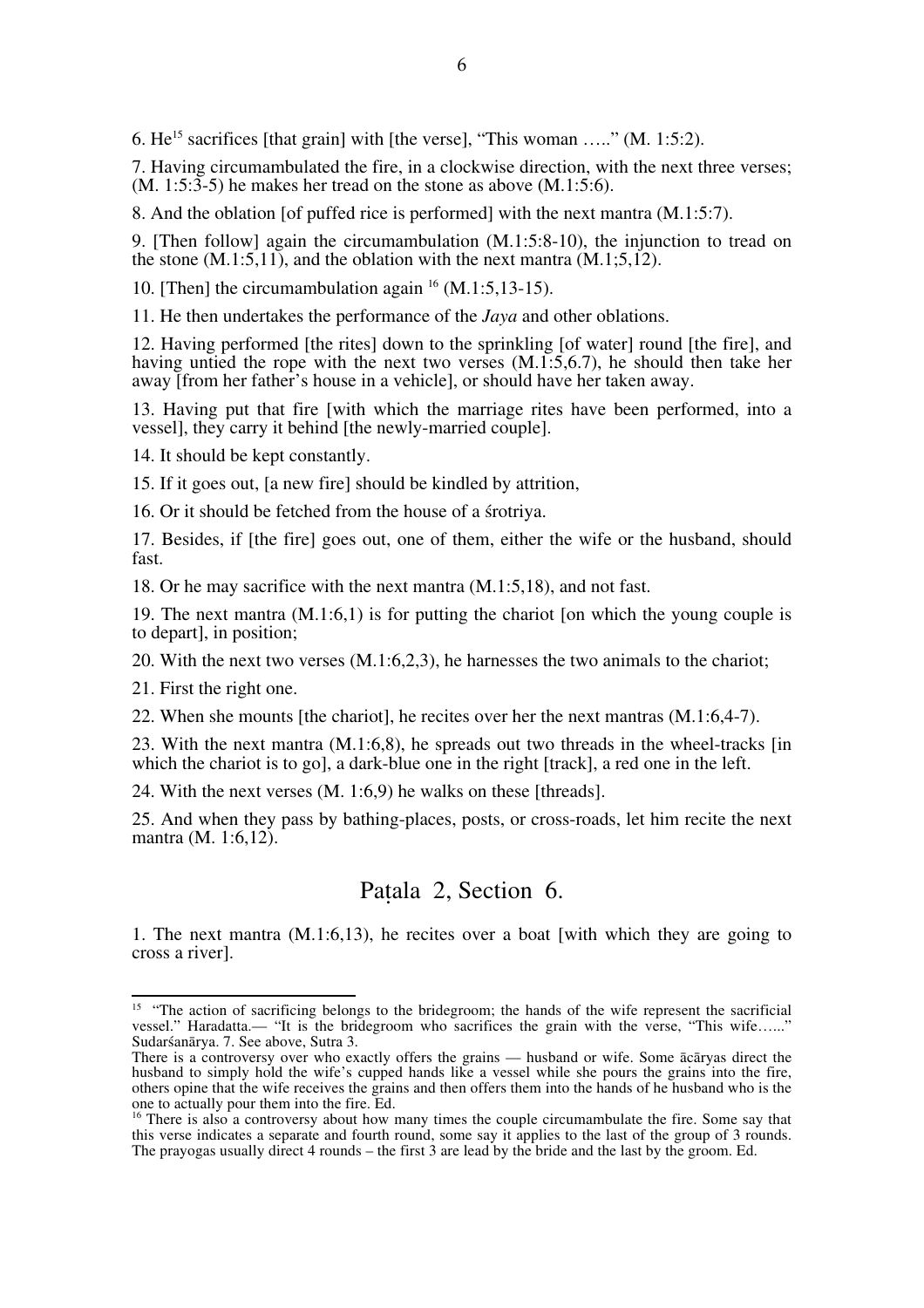6. He[15] sacrifices [that grain] with [the verse], "This woman ….." (M. 1:5:2).

7. Having circumambulated the fire, in a clockwise direction, with the next three verses; (M. 1:5:3-5) he makes her tread on the stone as above (M.1:5:6).

8. And the oblation [of puffed rice is performed] with the next mantra (M.1:5:7).

9. [Then follow] again the circumambulation (M.1:5:8-10), the injunction to tread on the stone (M.1:5,11), and the oblation with the next mantra (M.1;5,12).

10. [Then] the circumambulation again [16] (M.1:5,13-15).

11. He then undertakes the performance of the *Jaya* and other oblations.

12. Having performed [the rites] down to the sprinkling [of water] round [the fire], and having untied the rope with the next two verses (M.1:5,6.7), he should then take her away [from her father's house in a vehicle], or should have her taken away.

13. Having put that fire [with which the marriage rites have been performed, into a vessel], they carry it behind [the newly-married couple].

14. It should be kept constantly.

15. If it goes out, [a new fire] should be kindled by attrition,

16. Or it should be fetched from the house of a śrotriya.

17. Besides, if [the fire] goes out, one of them, either the wife or the husband, should fast.

18. Or he may sacrifice with the next mantra (M.1:5,18), and not fast.

19. The next mantra (M.1:6,1) is for putting the chariot [on which the young couple is to depart], in position;

20. With the next two verses (M.1:6,2,3), he harnesses the two animals to the chariot;

21. First the right one.

22. When she mounts [the chariot], he recites over her the next mantras (M.1:6,4-7).

23. With the next mantra (M.1:6,8), he spreads out two threads in the wheel-tracks [in which the chariot is to go], a dark-blue one in the right [track], a red one in the left.

24. With the next verses (M. 1:6,9) he walks on these [threads].

25. And when they pass by bathing-places, posts, or cross-roads, let him recite the next mantra (M. 1:6,12).

## Paṭala 2, Section 6.

1. The next mantra (M.1:6,13), he recites over a boat [with which they are going to cross a river].

---

[15] "The action of sacrificing belongs to the bridegroom; the hands of the wife represent the sacrificial vessel." Haradatta.— "It is the bridegroom who sacrifices the grain with the verse, "This wife….." Sudarśanārya. 7. See above, Sutra 3.
There is a controversy over who exactly offers the grains — husband or wife. Some ācāryas direct the husband to simply hold the wife's cupped hands like a vessel while she pours the grains into the fire, others opine that the wife receives the grains and then offers them into the hands of he husband who is the one to actually pour them into the fire. Ed.

[16] There is also a controversy about how many times the couple circumambulate the fire. Some say that this verse indicates a separate and fourth round, some say it applies to the last of the group of 3 rounds. The prayogas usually direct 4 rounds – the first 3 are lead by the bride and the last by the groom. Ed.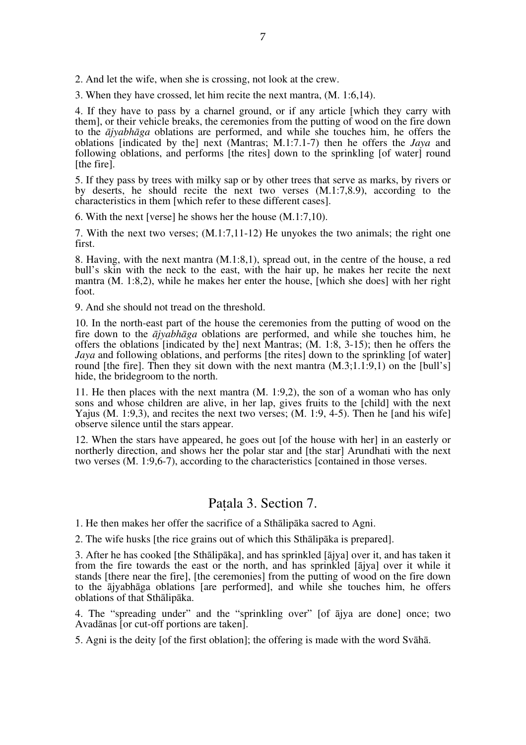2. And let the wife, when she is crossing, not look at the crew.

3. When they have crossed, let him recite the next mantra, (M. 1:6,14).

4. If they have to pass by a charnel ground, or if any article [which they carry with them], or their vehicle breaks, the ceremonies from the putting of wood on the fire down to the *ājyabhāga* oblations are performed, and while she touches him, he offers the oblations [indicated by the] next (Mantras; M.1:7.1-7) then he offers the *Jaya* and following oblations, and performs [the rites] down to the sprinkling [of water] round [the fire].

5. If they pass by trees with milky sap or by other trees that serve as marks, by rivers or by deserts, he should recite the next two verses (M.1:7,8.9), according to the characteristics in them [which refer to these different cases].

6. With the next [verse] he shows her the house (M.1:7,10).

7. With the next two verses; (M.1:7,11-12) He unyokes the two animals; the right one first.

8. Having, with the next mantra (M.1:8,1), spread out, in the centre of the house, a red bull's skin with the neck to the east, with the hair up, he makes her recite the next mantra (M. 1:8,2), while he makes her enter the house, [which she does] with her right foot.

9. And she should not tread on the threshold.

10. In the north-east part of the house the ceremonies from the putting of wood on the fire down to the *ājyabhāga* oblations are performed, and while she touches him, he offers the oblations [indicated by the] next Mantras; (M. 1:8, 3-15); then he offers the *Jaya* and following oblations, and performs [the rites] down to the sprinkling [of water] round [the fire]. Then they sit down with the next mantra (M.3;1.1:9,1) on the [bull's] hide, the bridegroom to the north.

11. He then places with the next mantra (M. 1:9,2), the son of a woman who has only sons and whose children are alive, in her lap, gives fruits to the [child] with the next Yajus (M. 1:9,3), and recites the next two verses; (M. 1:9, 4-5). Then he [and his wife] observe silence until the stars appear.

12. When the stars have appeared, he goes out [of the house with her] in an easterly or northerly direction, and shows her the polar star and [the star] Arundhati with the next two verses (M. 1:9,6-7), according to the characteristics [contained in those verses.

## Paṭala 3. Section 7.

1. He then makes her offer the sacrifice of a Sthālipāka sacred to Agni.

2. The wife husks [the rice grains out of which this Sthālipāka is prepared].

3. After he has cooked [the Sthālipāka], and has sprinkled [ājya] over it, and has taken it from the fire towards the east or the north, and has sprinkled [ājya] over it while it stands [there near the fire], [the ceremonies] from the putting of wood on the fire down to the ājyabhāga oblations [are performed], and while she touches him, he offers oblations of that Sthālipāka.

4. The "spreading under" and the "sprinkling over" [of ājya are done] once; two Avadānas [or cut-off portions are taken].

5. Agni is the deity [of the first oblation]; the offering is made with the word Svāhā.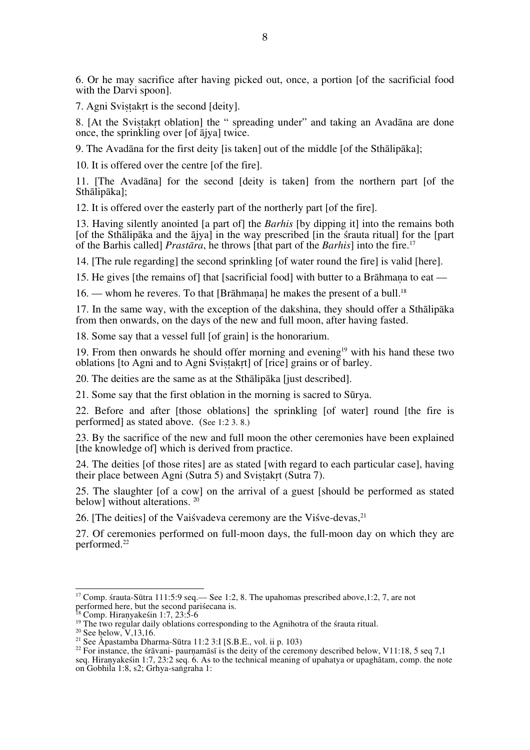6. Or he may sacrifice after having picked out, once, a portion [of the sacrificial food with the Darvi spoon].

7. Agni Sviṣṭakṛt is the second [deity].

8. [At the Sviṣṭakṛt oblation] the " spreading under" and taking an Avadāna are done once, the sprinkling over [of ājya] twice.

9. The Avadāna for the first deity [is taken] out of the middle [of the Sthālipāka];

10. It is offered over the centre [of the fire].

11. [The Avadāna] for the second [deity is taken] from the northern part [of the Sthālipāka];

12. It is offered over the easterly part of the northerly part [of the fire].

13. Having silently anointed [a part of] the *Barhis* [by dipping it] into the remains both [of the Sthālipāka and the ājya] in the way prescribed [in the śrauta ritual] for the [part of the Barhis called] *Prastāra*, he throws [that part of the *Barhis*] into the fire.[17]

14. [The rule regarding] the second sprinkling [of water round the fire] is valid [here].

15. He gives [the remains of] that [sacrificial food] with butter to a Brāhmaṇa to eat —

16. — whom he reveres. To that [Brāhmaṇa] he makes the present of a bull.[18]

17. In the same way, with the exception of the dakshina, they should offer a Sthālipāka from then onwards, on the days of the new and full moon, after having fasted.

18. Some say that a vessel full [of grain] is the honorarium.

19. From then onwards he should offer morning and evening[19] with his hand these two oblations [to Agni and to Agni Sviṣṭakṛt] of [rice] grains or of barley.

20. The deities are the same as at the Sthālipāka [just described].

21. Some say that the first oblation in the morning is sacred to Sūrya.

22. Before and after [those oblations] the sprinkling [of water] round [the fire is performed] as stated above. (See 1:2 3. 8.)

23. By the sacrifice of the new and full moon the other ceremonies have been explained [the knowledge of] which is derived from practice.

24. The deities [of those rites] are as stated [with regard to each particular case], having their place between Agni (Sutra 5) and Sviṣṭakṛt (Sutra 7).

25. The slaughter [of a cow] on the arrival of a guest [should be performed as stated below] without alterations. [20]

26. [The deities] of the Vaiśvadeva ceremony are the Viśve-devas,[21]

27. Of ceremonies performed on full-moon days, the full-moon day on which they are performed.[22]

---

[17] Comp. śrauta-Sūtra 111:5:9 seq.— See 1:2, 8. The upahomas prescribed above,1:2, 7, are not performed here, but the second pariśecana is.

[18] Comp. Hiraṇyakeśin 1:7, 23:5-6

[19] The two regular daily oblations corresponding to the Agnihotra of the śrauta ritual.

[20] See below, V,13,16.

[21] See Āpastamba Dharma-Sūtra 11:2 3:I [S.B.E., vol. ii p. 103)

[22] For instance, the śrāvani- paurṇamāsī is the deity of the ceremony described below, V11:18, 5 seq 7,1 seq. Hiraṇyakeśin 1:7, 23:2 seq. 6. As to the technical meaning of upahatya or upaghātam, comp. the note on Gobhila 1:8, s2; Gṛhya-saṅgraha 1: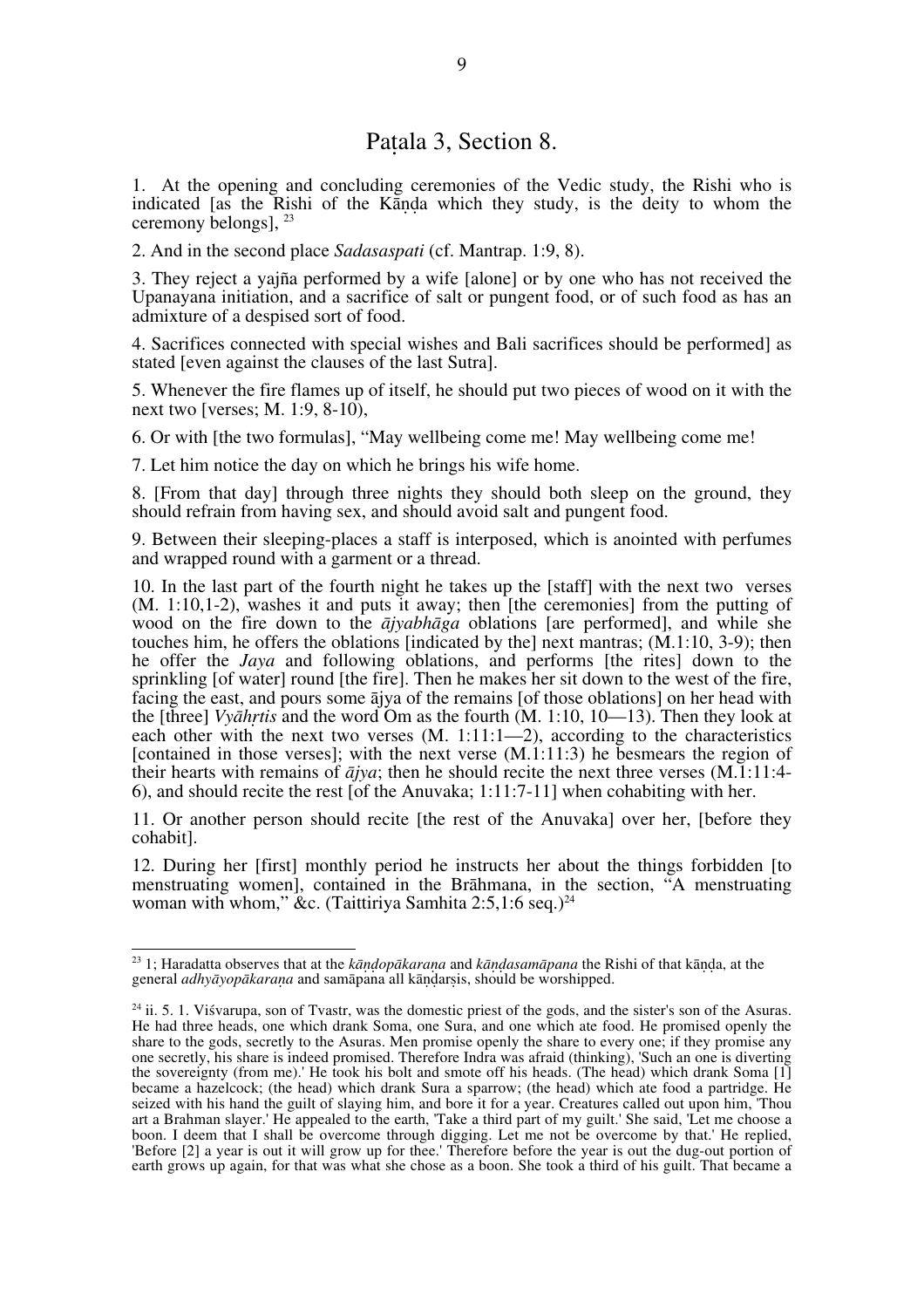## Paṭala 3, Section 8.

1. At the opening and concluding ceremonies of the Vedic study, the Rishi who is indicated [as the Rishi of the Kāṇḍa which they study, is the deity to whom the ceremony belongs], [23]

2. And in the second place *Sadasaspati* (cf. Mantrap. 1:9, 8).

3. They reject a yajña performed by a wife [alone] or by one who has not received the Upanayana initiation, and a sacrifice of salt or pungent food, or of such food as has an admixture of a despised sort of food.

4. Sacrifices connected with special wishes and Bali sacrifices should be performed] as stated [even against the clauses of the last Sutra].

5. Whenever the fire flames up of itself, he should put two pieces of wood on it with the next two [verses; M. 1:9, 8-10),

6. Or with [the two formulas], "May wellbeing come me! May wellbeing come me!

7. Let him notice the day on which he brings his wife home.

8. [From that day] through three nights they should both sleep on the ground, they should refrain from having sex, and should avoid salt and pungent food.

9. Between their sleeping-places a staff is interposed, which is anointed with perfumes and wrapped round with a garment or a thread.

10. In the last part of the fourth night he takes up the [staff] with the next two verses (M. 1:10,1-2), washes it and puts it away; then [the ceremonies] from the putting of wood on the fire down to the *ājyabhāga* oblations [are performed], and while she touches him, he offers the oblations [indicated by the] next mantras; (M.1:10, 3-9); then he offer the *Jaya* and following oblations, and performs [the rites] down to the sprinkling [of water] round [the fire]. Then he makes her sit down to the west of the fire, facing the east, and pours some ājya of the remains [of those oblations] on her head with the [three] *Vyāhṛtis* and the word Om as the fourth (M. 1:10, 10—13). Then they look at each other with the next two verses (M. 1:11:1—2), according to the characteristics [contained in those verses]; with the next verse (M.1:11:3) he besmears the region of their hearts with remains of *ājya*; then he should recite the next three verses (M.1:11:4-6), and should recite the rest [of the Anuvaka; 1:11:7-11] when cohabiting with her.

11. Or another person should recite [the rest of the Anuvaka] over her, [before they cohabit].

12. During her [first] monthly period he instructs her about the things forbidden [to menstruating women], contained in the Brāhmana, in the section, "A menstruating woman with whom," &c. (Taittiriya Samhita 2:5,1:6 seq.)[24]

---

[23] 1; Haradatta observes that at the *kāṇḍopākaraṇa* and *kāṇḍasamāpana* the Rishi of that kāṇḍa, at the general *adhyāyopākaraṇa* and samāpana all kāṇḍarṣis, should be worshipped.

[24] ii. 5. 1. Viśvarupa, son of Tvastr, was the domestic priest of the gods, and the sister's son of the Asuras. He had three heads, one which drank Soma, one Sura, and one which ate food. He promised openly the share to the gods, secretly to the Asuras. Men promise openly the share to every one; if they promise any one secretly, his share is indeed promised. Therefore Indra was afraid (thinking), 'Such an one is diverting the sovereignty (from me).' He took his bolt and smote off his heads. (The head) which drank Soma [1] became a hazelcock; (the head) which drank Sura a sparrow; (the head) which ate food a partridge. He seized with his hand the guilt of slaying him, and bore it for a year. Creatures called out upon him, 'Thou art a Brahman slayer.' He appealed to the earth, 'Take a third part of my guilt.' She said, 'Let me choose a boon. I deem that I shall be overcome through digging. Let me not be overcome by that.' He replied, 'Before [2] a year is out it will grow up for thee.' Therefore before the year is out the dug-out portion of earth grows up again, for that was what she chose as a boon. She took a third of his guilt. That became a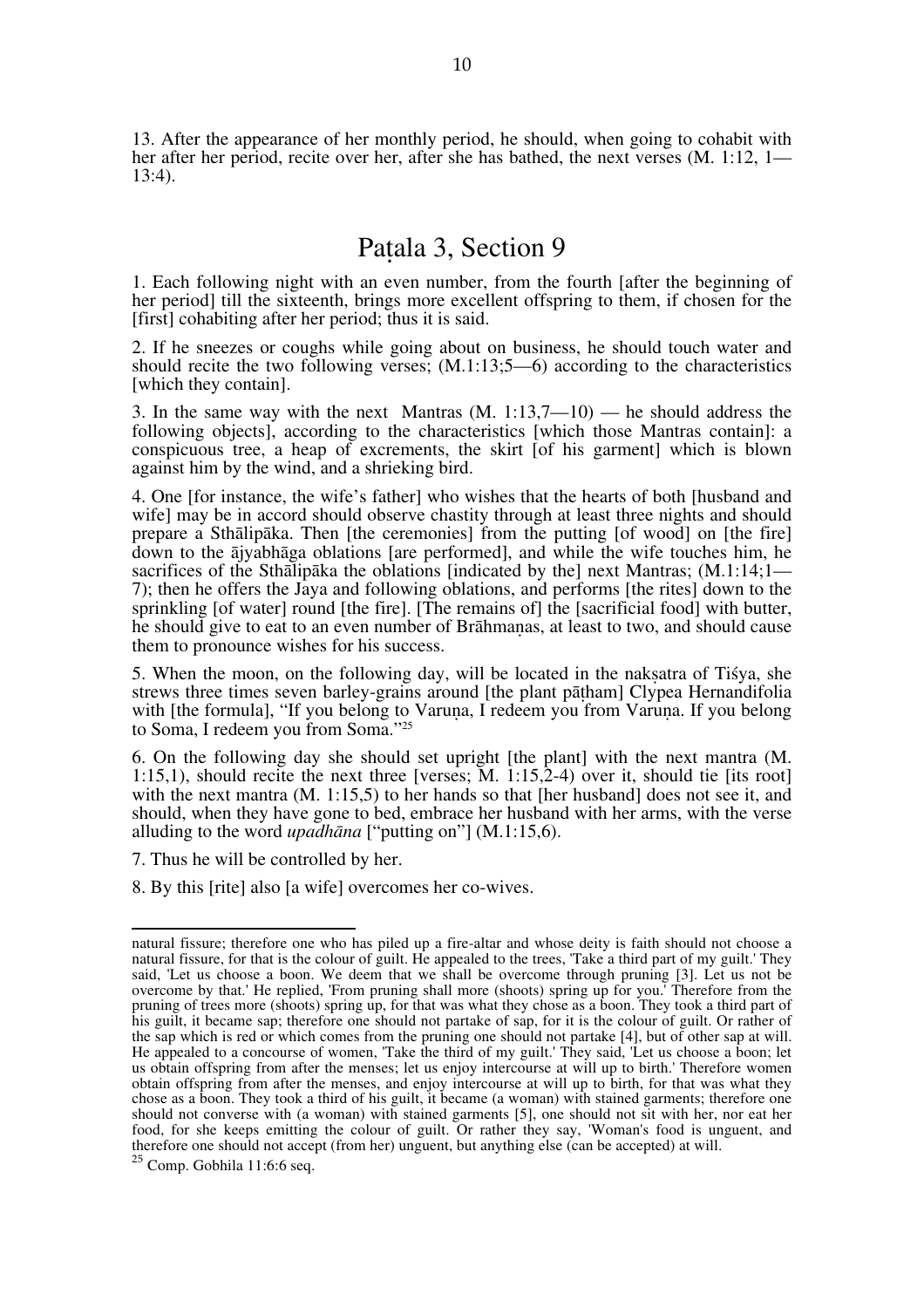13. After the appearance of her monthly period, he should, when going to cohabit with her after her period, recite over her, after she has bathed, the next verses (M. 1:12, 1—13:4).

## Paṭala 3, Section 9

1. Each following night with an even number, from the fourth [after the beginning of her period] till the sixteenth, brings more excellent offspring to them, if chosen for the [first] cohabiting after her period; thus it is said.

2. If he sneezes or coughs while going about on business, he should touch water and should recite the two following verses; (M.1:13;5—6) according to the characteristics [which they contain].

3. In the same way with the next Mantras (M. 1:13,7—10) — he should address the following objects], according to the characteristics [which those Mantras contain]: a conspicuous tree, a heap of excrements, the skirt [of his garment] which is blown against him by the wind, and a shrieking bird.

4. One [for instance, the wife's father] who wishes that the hearts of both [husband and wife] may be in accord should observe chastity through at least three nights and should prepare a Sthālipāka. Then [the ceremonies] from the putting [of wood] on [the fire] down to the ājyabhāga oblations [are performed], and while the wife touches him, he sacrifices of the Sthālipāka the oblations [indicated by the] next Mantras; (M.1:14;1—7); then he offers the Jaya and following oblations, and performs [the rites] down to the sprinkling [of water] round [the fire]. [The remains of] the [sacrificial food] with butter, he should give to eat to an even number of Brāhmaṇas, at least to two, and should cause them to pronounce wishes for his success.

5. When the moon, on the following day, will be located in the nakṣatra of Tiśya, she strews three times seven barley-grains around [the plant pāṭham] Clypea Hernandifolia with [the formula], "If you belong to Varuṇa, I redeem you from Varuṇa. If you belong to Soma, I redeem you from Soma."[25]

6. On the following day she should set upright [the plant] with the next mantra (M. 1:15,1), should recite the next three [verses; M. 1:15,2-4) over it, should tie [its root] with the next mantra (M. 1:15,5) to her hands so that [her husband] does not see it, and should, when they have gone to bed, embrace her husband with her arms, with the verse alluding to the word *upadhāna* ["putting on"] (M.1:15,6).

7. Thus he will be controlled by her.

8. By this [rite] also [a wife] overcomes her co-wives.

---

natural fissure; therefore one who has piled up a fire-altar and whose deity is faith should not choose a natural fissure, for that is the colour of guilt. He appealed to the trees, 'Take a third part of my guilt.' They said, 'Let us choose a boon. We deem that we shall be overcome through pruning [3]. Let us not be overcome by that.' He replied, 'From pruning shall more (shoots) spring up for you.' Therefore from the pruning of trees more (shoots) spring up, for that was what they chose as a boon. They took a third part of his guilt, it became sap; therefore one should not partake of sap, for it is the colour of guilt. Or rather of the sap which is red or which comes from the pruning one should not partake [4], but of other sap at will. He appealed to a concourse of women, 'Take the third of my guilt.' They said, 'Let us choose a boon; let us obtain offspring from after the menses; let us enjoy intercourse at will up to birth.' Therefore women obtain offspring from after the menses, and enjoy intercourse at will up to birth, for that was what they chose as a boon. They took a third of his guilt, it became (a woman) with stained garments; therefore one should not converse with (a woman) with stained garments [5], one should not sit with her, nor eat her food, for she keeps emitting the colour of guilt. Or rather they say, 'Woman's food is unguent, and therefore one should not accept (from her) unguent, but anything else (can be accepted) at will.

[25] Comp. Gobhila 11:6:6 seq.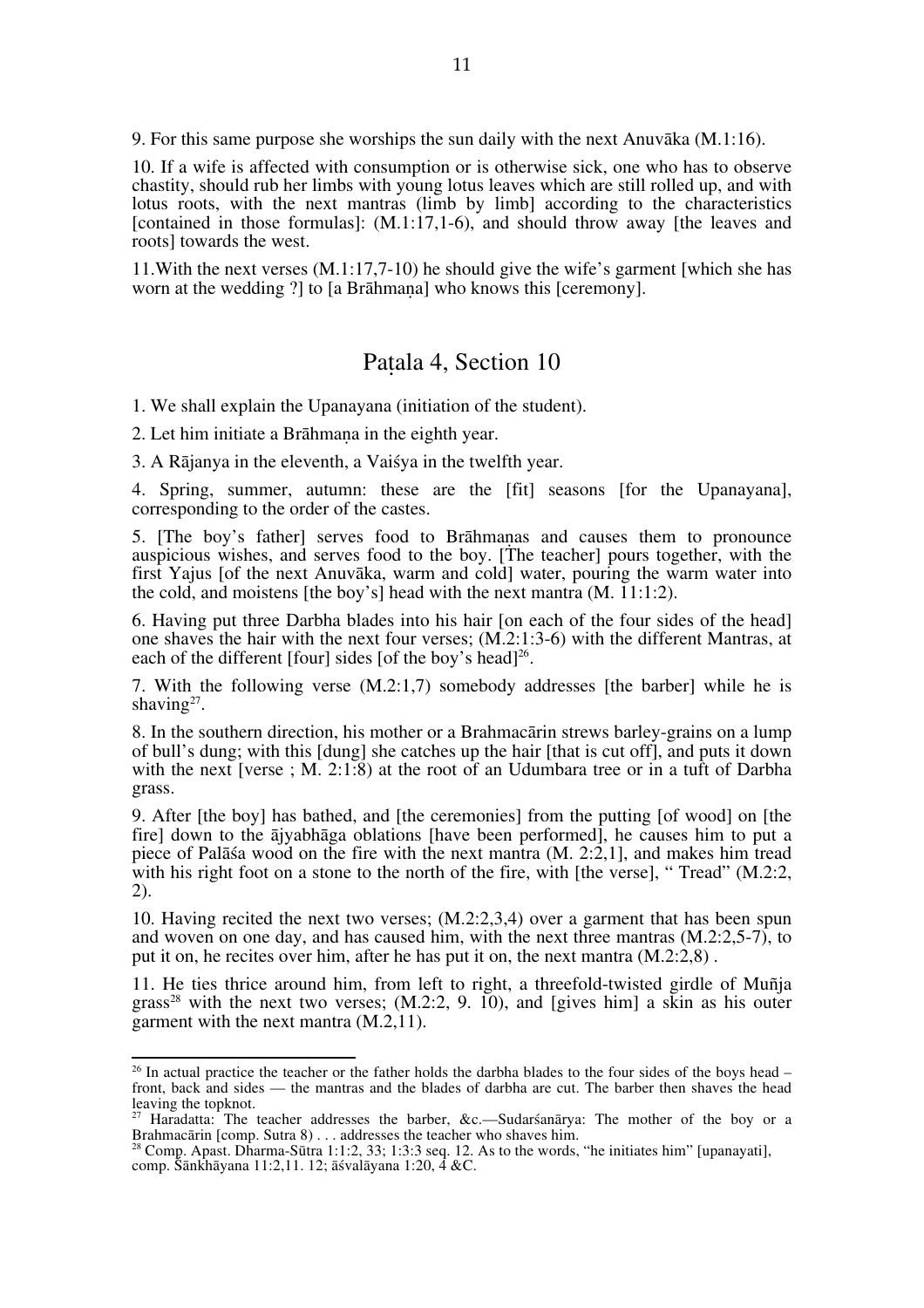9. For this same purpose she worships the sun daily with the next Anuvāka (M.1:16).

10. If a wife is affected with consumption or is otherwise sick, one who has to observe chastity, should rub her limbs with young lotus leaves which are still rolled up, and with lotus roots, with the next mantras (limb by limb] according to the characteristics [contained in those formulas]: (M.1:17,1-6), and should throw away [the leaves and roots] towards the west.

11.With the next verses (M.1:17,7-10) he should give the wife's garment [which she has worn at the wedding ?] to [a Brāhmaṇa] who knows this [ceremony].

## Paṭala 4, Section 10

1. We shall explain the Upanayana (initiation of the student).

2. Let him initiate a Brāhmaṇa in the eighth year.

3. A Rājanya in the eleventh, a Vaiśya in the twelfth year.

4. Spring, summer, autumn: these are the [fit] seasons [for the Upanayana], corresponding to the order of the castes.

5. [The boy's father] serves food to Brāhmaṇas and causes them to pronounce auspicious wishes, and serves food to the boy. [The teacher] pours together, with the first Yajus [of the next Anuvāka, warm and cold] water, pouring the warm water into the cold, and moistens [the boy's] head with the next mantra (M. 11:1:2).

6. Having put three Darbha blades into his hair [on each of the four sides of the head] one shaves the hair with the next four verses; (M.2:1:3-6) with the different Mantras, at each of the different [four] sides [of the boy's head][26].

7. With the following verse (M.2:1,7) somebody addresses [the barber] while he is shaving[27].

8. In the southern direction, his mother or a Brahmacārin strews barley-grains on a lump of bull's dung; with this [dung] she catches up the hair [that is cut off], and puts it down with the next [verse ; M. 2:1:8) at the root of an Udumbara tree or in a tuft of Darbha grass.

9. After [the boy] has bathed, and [the ceremonies] from the putting [of wood] on [the fire] down to the ājyabhāga oblations [have been performed], he causes him to put a piece of Palāśa wood on the fire with the next mantra (M. 2:2,1], and makes him tread with his right foot on a stone to the north of the fire, with [the verse], " Tread" (M.2:2, 2).

10. Having recited the next two verses; (M.2:2,3,4) over a garment that has been spun and woven on one day, and has caused him, with the next three mantras (M.2:2,5-7), to put it on, he recites over him, after he has put it on, the next mantra (M.2:2,8) .

11. He ties thrice around him, from left to right, a threefold-twisted girdle of Muñja grass[28] with the next two verses; (M.2:2, 9. 10), and [gives him] a skin as his outer garment with the next mantra (M.2,11).

---

[26] In actual practice the teacher or the father holds the darbha blades to the four sides of the boys head – front, back and sides — the mantras and the blades of darbha are cut. The barber then shaves the head leaving the topknot.

[27] Haradatta: The teacher addresses the barber, &c.—Sudarśanārya: The mother of the boy or a Brahmacārin [comp. Sutra 8) . . . addresses the teacher who shaves him.

[28] Comp. Apast. Dharma-Sūtra 1:1:2, 33; 1:3:3 seq. 12. As to the words, "he initiates him" [upanayati], comp. Śānkhāyana 11:2,11. 12; āśvalāyana 1:20, 4 &C.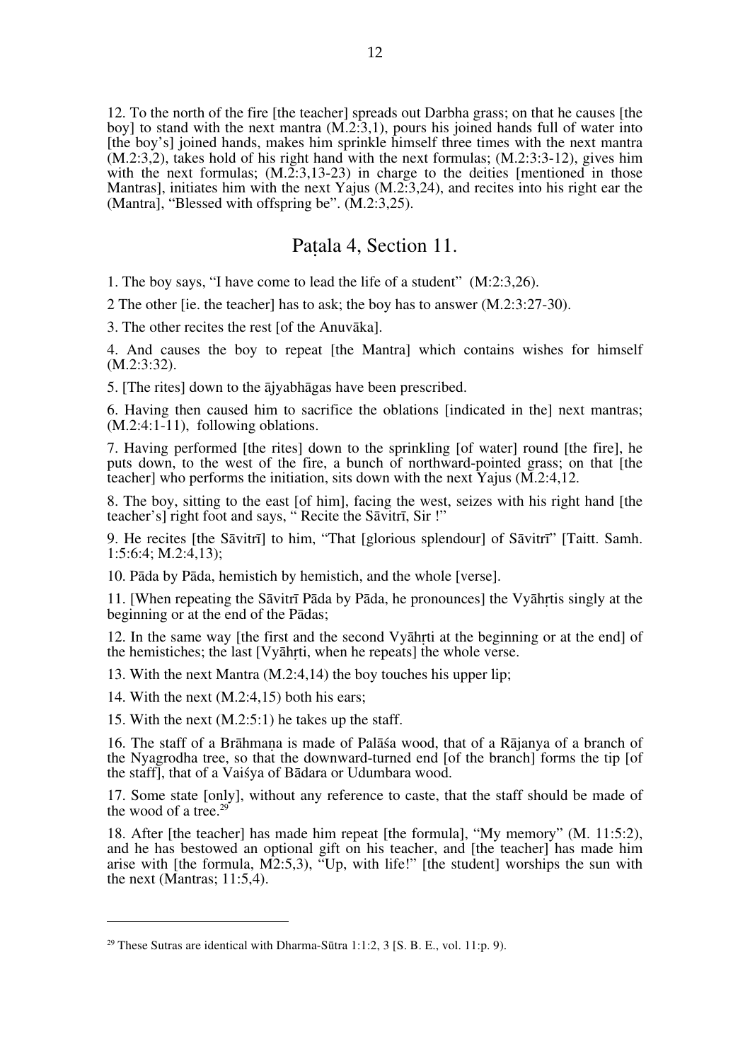12. To the north of the fire [the teacher] spreads out Darbha grass; on that he causes [the boy] to stand with the next mantra (M.2:3,1), pours his joined hands full of water into [the boy's] joined hands, makes him sprinkle himself three times with the next mantra (M.2:3,2), takes hold of his right hand with the next formulas; (M.2:3:3-12), gives him with the next formulas; (M.2:3,13-23) in charge to the deities [mentioned in those Mantras], initiates him with the next Yajus (M.2:3,24), and recites into his right ear the (Mantra], "Blessed with offspring be". (M.2:3,25).

## Paṭala 4, Section 11.

1. The boy says, "I have come to lead the life of a student" (M:2:3,26).

2 The other [ie. the teacher] has to ask; the boy has to answer (M.2:3:27-30).

3. The other recites the rest [of the Anuvāka].

4. And causes the boy to repeat [the Mantra] which contains wishes for himself (M.2:3:32).

5. [The rites] down to the ājyabhāgas have been prescribed.

6. Having then caused him to sacrifice the oblations [indicated in the] next mantras; (M.2:4:1-11), following oblations.

7. Having performed [the rites] down to the sprinkling [of water] round [the fire], he puts down, to the west of the fire, a bunch of northward-pointed grass; on that [the teacher] who performs the initiation, sits down with the next Yajus (M.2:4,12.

8. The boy, sitting to the east [of him], facing the west, seizes with his right hand [the teacher's] right foot and says, " Recite the Sāvitrī, Sir !"

9. He recites [the Sāvitrī] to him, "That [glorious splendour] of Sāvitrī" [Taitt. Samh. 1:5:6:4; M.2:4,13);

10. Pāda by Pāda, hemistich by hemistich, and the whole [verse].

11. [When repeating the Sāvitrī Pāda by Pāda, he pronounces] the Vyāhṛtis singly at the beginning or at the end of the Pādas;

12. In the same way [the first and the second Vyāhṛti at the beginning or at the end] of the hemistiches; the last [Vyāhṛti, when he repeats] the whole verse.

13. With the next Mantra (M.2:4,14) the boy touches his upper lip;

14. With the next (M.2:4,15) both his ears;

15. With the next (M.2:5:1) he takes up the staff.

16. The staff of a Brāhmaṇa is made of Palāśa wood, that of a Rājanya of a branch of the Nyagrodha tree, so that the downward-turned end [of the branch] forms the tip [of the staff], that of a Vaiśya of Bādara or Udumbara wood.

17. Some state [only], without any reference to caste, that the staff should be made of the wood of a tree.[29]

18. After [the teacher] has made him repeat [the formula], "My memory" (M. 11:5:2), and he has bestowed an optional gift on his teacher, and [the teacher] has made him arise with [the formula, M2:5,3), "Up, with life!" [the student] worships the sun with the next (Mantras; 11:5,4).

---

[29] These Sutras are identical with Dharma-Sūtra 1:1:2, 3 [S. B. E., vol. 11:p. 9).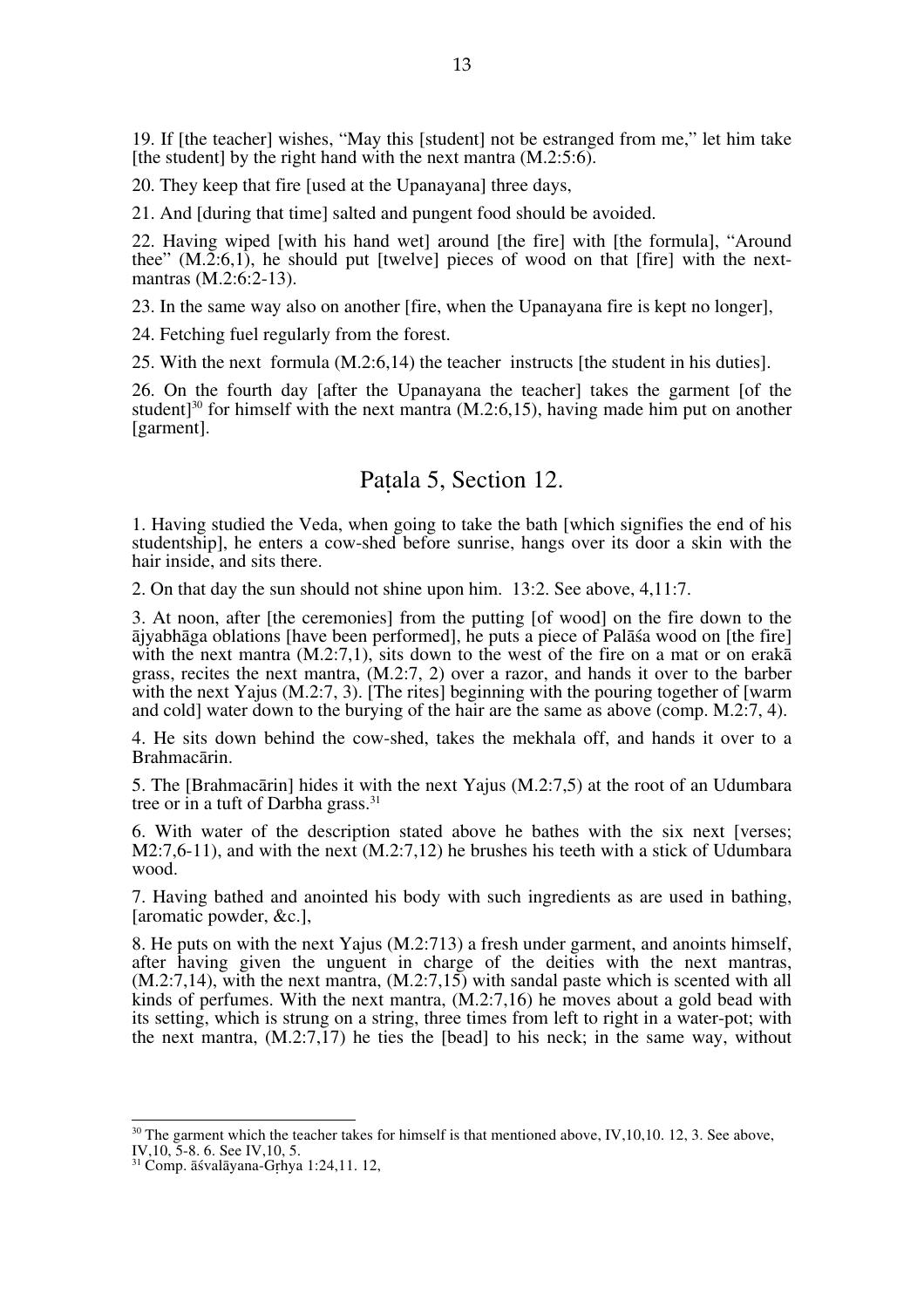19. If [the teacher] wishes, “May this [student] not be estranged from me,” let him take [the student] by the right hand with the next mantra (M.2:5:6).

20. They keep that fire [used at the Upanayana] three days,

21. And [during that time] salted and pungent food should be avoided.

22. Having wiped [with his hand wet] around [the fire] with [the formula], “Around thee” (M.2:6,1), he should put [twelve] pieces of wood on that [fire] with the next-mantras (M.2:6:2-13).

23. In the same way also on another [fire, when the Upanayana fire is kept no longer],

24. Fetching fuel regularly from the forest.

25. With the next formula (M.2:6,14) the teacher instructs [the student in his duties].

26. On the fourth day [after the Upanayana the teacher] takes the garment [of the student][30] for himself with the next mantra (M.2:6,15), having made him put on another [garment].

## Paṭala 5, Section 12.

1. Having studied the Veda, when going to take the bath [which signifies the end of his studentship], he enters a cow-shed before sunrise, hangs over its door a skin with the hair inside, and sits there.

2. On that day the sun should not shine upon him. 13:2. See above, 4,11:7.

3. At noon, after [the ceremonies] from the putting [of wood] on the fire down to the ājyabhāga oblations [have been performed], he puts a piece of Palāśa wood on [the fire] with the next mantra (M.2:7,1), sits down to the west of the fire on a mat or on erakā grass, recites the next mantra, (M.2:7, 2) over a razor, and hands it over to the barber with the next Yajus (M.2:7, 3). [The rites] beginning with the pouring together of [warm and cold] water down to the burying of the hair are the same as above (comp. M.2:7, 4).

4. He sits down behind the cow-shed, takes the mekhala off, and hands it over to a Brahmacārin.

5. The [Brahmacārin] hides it with the next Yajus (M.2:7,5) at the root of an Udumbara tree or in a tuft of Darbha grass.[31]

6. With water of the description stated above he bathes with the six next [verses; M2:7,6-11), and with the next (M.2:7,12) he brushes his teeth with a stick of Udumbara wood.

7. Having bathed and anointed his body with such ingredients as are used in bathing, [aromatic powder, &c.],

8. He puts on with the next Yajus (M.2:713) a fresh under garment, and anoints himself, after having given the unguent in charge of the deities with the next mantras, (M.2:7,14), with the next mantra, (M.2:7,15) with sandal paste which is scented with all kinds of perfumes. With the next mantra, (M.2:7,16) he moves about a gold bead with its setting, which is strung on a string, three times from left to right in a water-pot; with the next mantra, (M.2:7,17) he ties the [bead] to his neck; in the same way, without

---

[30] The garment which the teacher takes for himself is that mentioned above, IV,10,10. 12, 3. See above, IV,10, 5-8. 6. See IV,10, 5.

[31] Comp. āśvalāyana-Gṛhya 1:24,11. 12,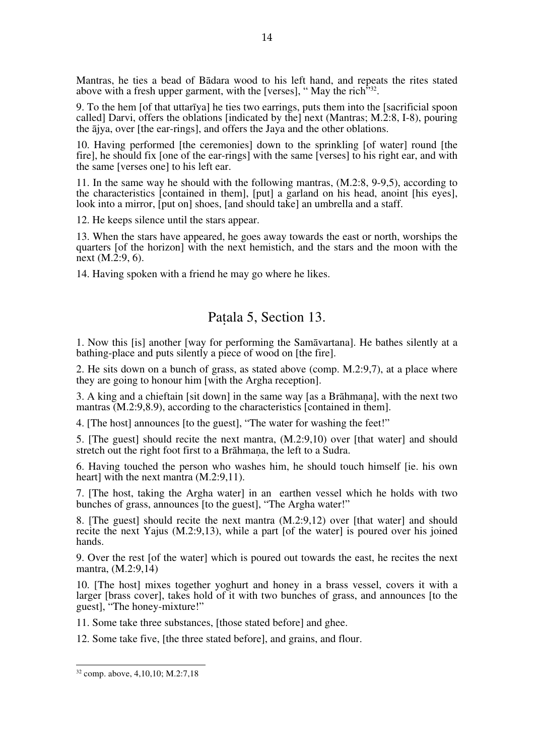Mantras, he ties a bead of Bādara wood to his left hand, and repeats the rites stated above with a fresh upper garment, with the [verses], " May the rich"[32].

9. To the hem [of that uttarīya] he ties two earrings, puts them into the [sacrificial spoon called] Darvi, offers the oblations [indicated by the] next (Mantras; M.2:8, I-8), pouring the ājya, over [the ear-rings], and offers the Jaya and the other oblations.

10. Having performed [the ceremonies] down to the sprinkling [of water] round [the fire], he should fix [one of the ear-rings] with the same [verses] to his right ear, and with the same [verses one] to his left ear.

11. In the same way he should with the following mantras, (M.2:8, 9-9,5), according to the characteristics [contained in them], [put] a garland on his head, anoint [his eyes], look into a mirror, [put on] shoes, [and should take] an umbrella and a staff.

12. He keeps silence until the stars appear.

13. When the stars have appeared, he goes away towards the east or north, worships the quarters [of the horizon] with the next hemistich, and the stars and the moon with the next (M.2:9, 6).

14. Having spoken with a friend he may go where he likes.

## Paṭala 5, Section 13.

1. Now this [is] another [way for performing the Samāvartana]. He bathes silently at a bathing-place and puts silently a piece of wood on [the fire].

2. He sits down on a bunch of grass, as stated above (comp. M.2:9,7), at a place where they are going to honour him [with the Argha reception].

3. A king and a chieftain [sit down] in the same way [as a Brāhmaṇa], with the next two mantras (M.2:9,8.9), according to the characteristics [contained in them].

4. [The host] announces [to the guest], "The water for washing the feet!"

5. [The guest] should recite the next mantra, (M.2:9,10) over [that water] and should stretch out the right foot first to a Brāhmaṇa, the left to a Sudra.

6. Having touched the person who washes him, he should touch himself [ie. his own heart] with the next mantra (M.2:9,11).

7. [The host, taking the Argha water] in an earthen vessel which he holds with two bunches of grass, announces [to the guest], "The Argha water!"

8. [The guest] should recite the next mantra (M.2:9,12) over [that water] and should recite the next Yajus (M.2:9,13), while a part [of the water] is poured over his joined hands.

9. Over the rest [of the water] which is poured out towards the east, he recites the next mantra, (M.2:9,14)

10. [The host] mixes together yoghurt and honey in a brass vessel, covers it with a larger [brass cover], takes hold of it with two bunches of grass, and announces [to the guest], "The honey-mixture!"

11. Some take three substances, [those stated before] and ghee.

12. Some take five, [the three stated before], and grains, and flour.

---

[32] comp. above, 4,10,10; M.2:7,18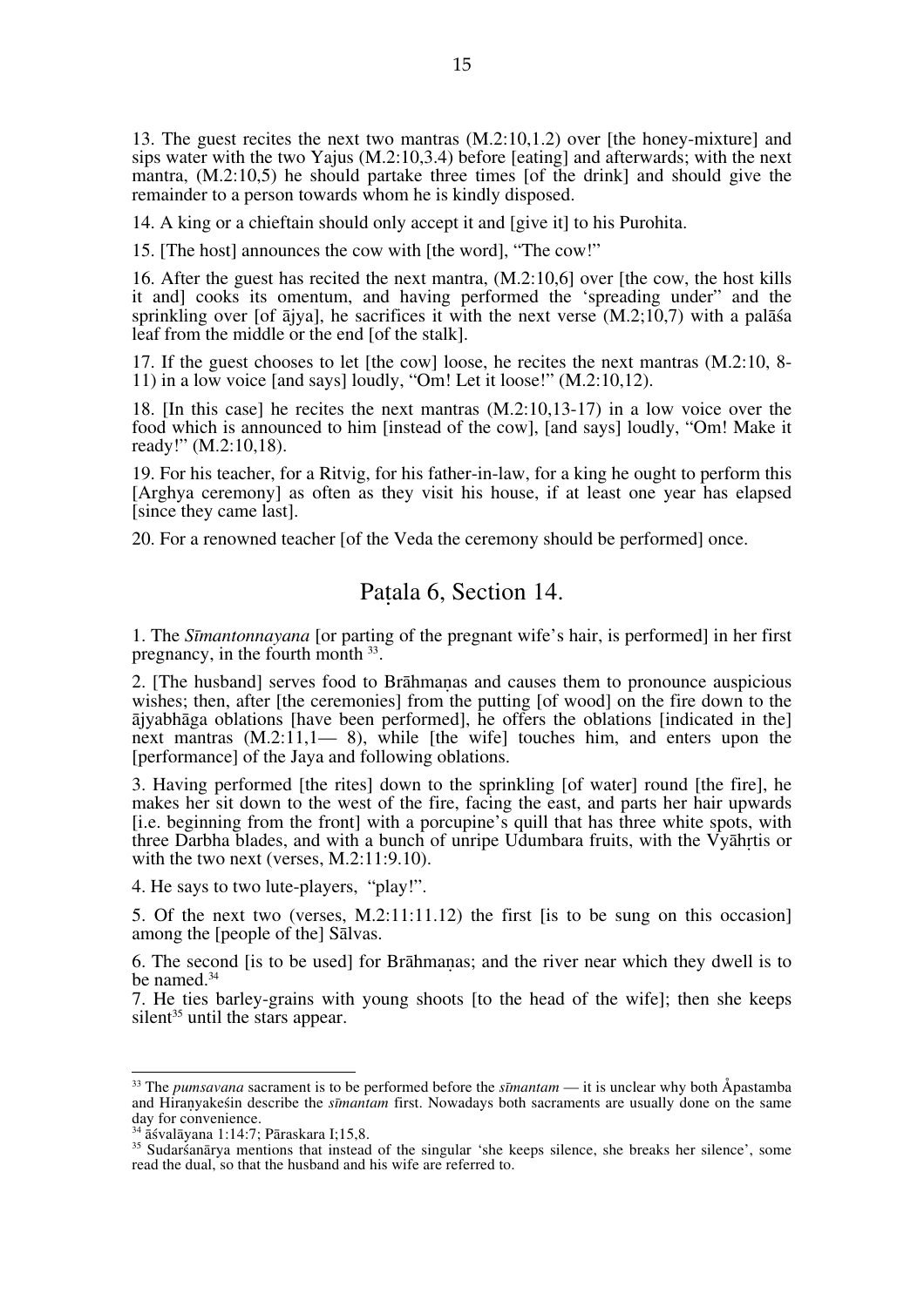13. The guest recites the next two mantras (M.2:10,1.2) over [the honey-mixture] and sips water with the two Yajus (M.2:10,3.4) before [eating] and afterwards; with the next mantra, (M.2:10,5) he should partake three times [of the drink] and should give the remainder to a person towards whom he is kindly disposed.

14. A king or a chieftain should only accept it and [give it] to his Purohita.

15. [The host] announces the cow with [the word], "The cow!"

16. After the guest has recited the next mantra, (M.2:10,6] over [the cow, the host kills it and] cooks its omentum, and having performed the 'spreading under" and the sprinkling over [of ājya], he sacrifices it with the next verse (M.2;10,7) with a palāśa leaf from the middle or the end [of the stalk].

17. If the guest chooses to let [the cow] loose, he recites the next mantras (M.2:10, 8-11) in a low voice [and says] loudly, "Om! Let it loose!" (M.2:10,12).

18. [In this case] he recites the next mantras (M.2:10,13-17) in a low voice over the food which is announced to him [instead of the cow], [and says] loudly, "Om! Make it ready!" (M.2:10,18).

19. For his teacher, for a Ritvig, for his father-in-law, for a king he ought to perform this [Arghya ceremony] as often as they visit his house, if at least one year has elapsed [since they came last].

20. For a renowned teacher [of the Veda the ceremony should be performed] once.

## Paṭala 6, Section 14.

1. The *Sīmantonnayana* [or parting of the pregnant wife's hair, is performed] in her first pregnancy, in the fourth month [33].

2. [The husband] serves food to Brāhmaṇas and causes them to pronounce auspicious wishes; then, after [the ceremonies] from the putting [of wood] on the fire down to the ājyabhāga oblations [have been performed], he offers the oblations [indicated in the] next mantras (M.2:11,1— 8), while [the wife] touches him, and enters upon the [performance] of the Jaya and following oblations.

3. Having performed [the rites] down to the sprinkling [of water] round [the fire], he makes her sit down to the west of the fire, facing the east, and parts her hair upwards [i.e. beginning from the front] with a porcupine's quill that has three white spots, with three Darbha blades, and with a bunch of unripe Udumbara fruits, with the Vyāhṛtis or with the two next (verses, M.2:11:9.10).

4. He says to two lute-players, "play!".

5. Of the next two (verses, M.2:11:11.12) the first [is to be sung on this occasion] among the [people of the] Sālvas.

6. The second [is to be used] for Brāhmaṇas; and the river near which they dwell is to be named.[34]

7. He ties barley-grains with young shoots [to the head of the wife]; then she keeps silent[35] until the stars appear.

---

[33] The *pumsavana* sacrament is to be performed before the *sīmantam* — it is unclear why both Åpastamba and Hiraṇyakeśin describe the *sīmantam* first. Nowadays both sacraments are usually done on the same day for convenience.

[34] āśvalāyana 1:14:7; Pāraskara I;15,8.

[35] Sudarśanārya mentions that instead of the singular 'she keeps silence, she breaks her silence', some read the dual, so that the husband and his wife are referred to.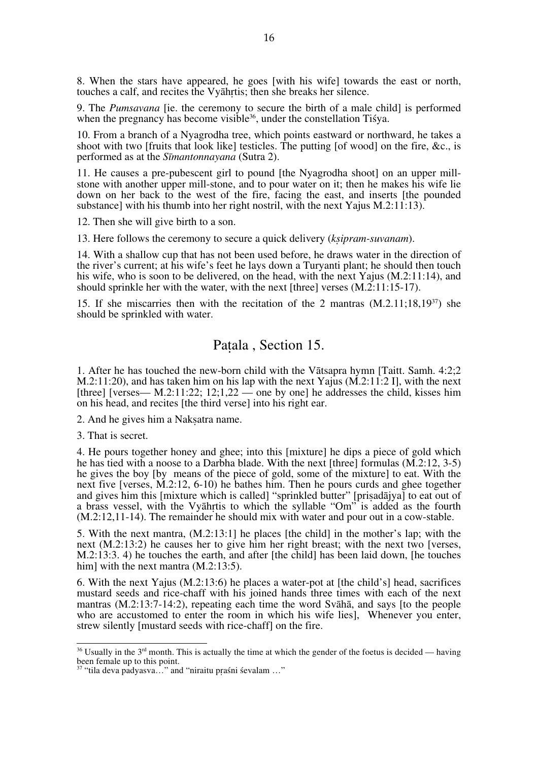8. When the stars have appeared, he goes [with his wife] towards the east or north, touches a calf, and recites the Vyāhṛtis; then she breaks her silence.

9. The *Pumsavana* [ie. the ceremony to secure the birth of a male child] is performed when the pregnancy has become visible[36], under the constellation Tiśya.

10. From a branch of a Nyagrodha tree, which points eastward or northward, he takes a shoot with two [fruits that look like] testicles. The putting [of wood] on the fire, &c., is performed as at the *Sīmantonnayana* (Sutra 2).

11. He causes a pre-pubescent girl to pound [the Nyagrodha shoot] on an upper mill-stone with another upper mill-stone, and to pour water on it; then he makes his wife lie down on her back to the west of the fire, facing the east, and inserts [the pounded substance] with his thumb into her right nostril, with the next Yajus M.2:11:13).

12. Then she will give birth to a son.

13. Here follows the ceremony to secure a quick delivery (*kṣipram-suvanam*).

14. With a shallow cup that has not been used before, he draws water in the direction of the river's current; at his wife's feet he lays down a Turyanti plant; he should then touch his wife, who is soon to be delivered, on the head, with the next Yajus (M.2:11:14), and should sprinkle her with the water, with the next [three] verses (M.2:11:15-17).

15. If she miscarries then with the recitation of the 2 mantras (M.2.11;18,19[37]) she should be sprinkled with water.

## Paṭala , Section 15.

1. After he has touched the new-born child with the Vātsapra hymn [Taitt. Samh. 4:2;2 M.2:11:20), and has taken him on his lap with the next Yajus (M.2:11:2 I], with the next [three] [verses— M.2:11:22; 12;1,22 — one by one] he addresses the child, kisses him on his head, and recites [the third verse] into his right ear.

2. And he gives him a Nakṣatra name.

3. That is secret.

4. He pours together honey and ghee; into this [mixture] he dips a piece of gold which he has tied with a noose to a Darbha blade. With the next [three] formulas (M.2:12, 3-5) he gives the boy [by means of the piece of gold, some of the mixture] to eat. With the next five [verses, M.2:12, 6-10) he bathes him. Then he pours curds and ghee together and gives him this [mixture which is called] "sprinkled butter" [priṣadājya] to eat out of a brass vessel, with the Vyāhṛtis to which the syllable "Om" is added as the fourth (M.2:12,11-14). The remainder he should mix with water and pour out in a cow-stable.

5. With the next mantra, (M.2:13:1] he places [the child] in the mother's lap; with the next (M.2:13:2) he causes her to give him her right breast; with the next two [verses, M.2:13:3. 4) he touches the earth, and after [the child] has been laid down, [he touches him] with the next mantra (M.2:13:5).

6. With the next Yajus (M.2:13:6) he places a water-pot at [the child's] head, sacrifices mustard seeds and rice-chaff with his joined hands three times with each of the next mantras (M.2:13:7-14:2), repeating each time the word Svāhā, and says [to the people who are accustomed to enter the room in which his wife lies], Whenever you enter, strew silently [mustard seeds with rice-chaff] on the fire.

---

[36] Usually in the 3rd month. This is actually the time at which the gender of the foetus is decided — having been female up to this point.

[37] "tila deva padyasva…" and "niraitu pṛaśni śevalam …"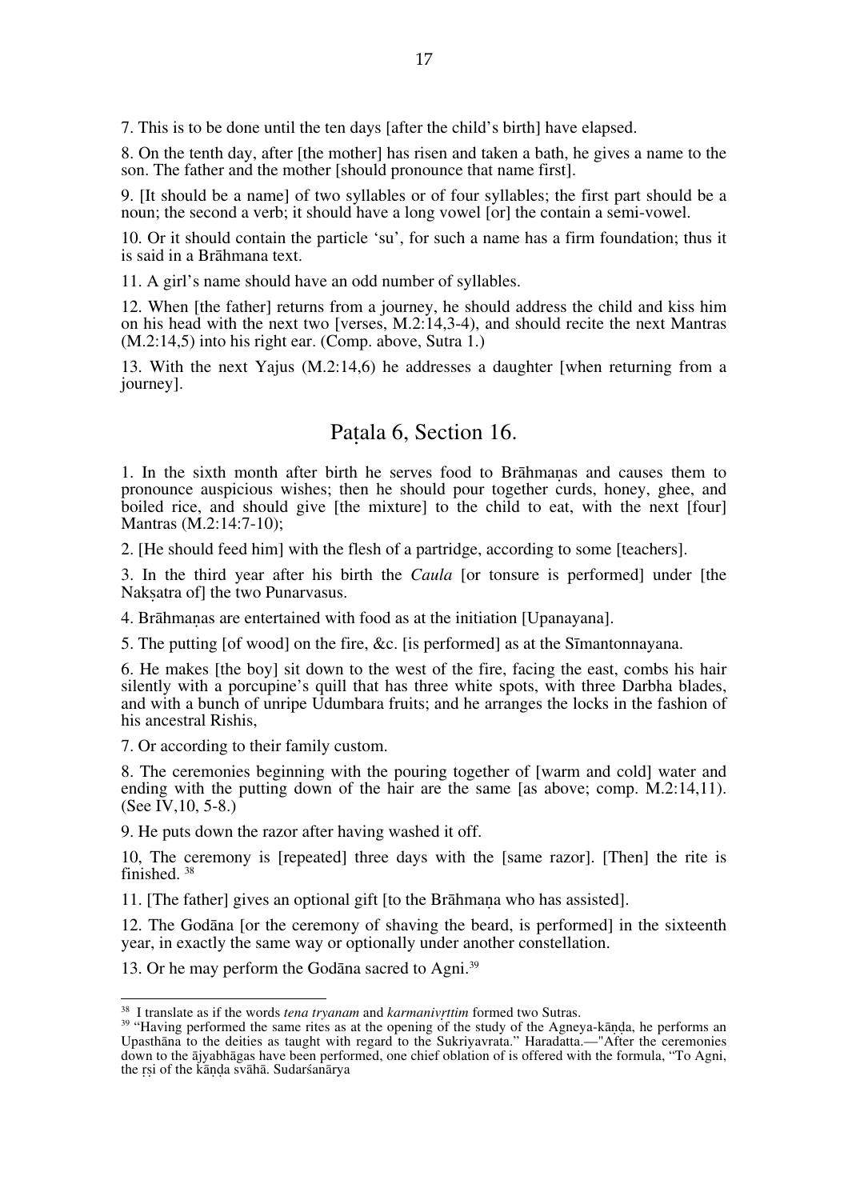7. This is to be done until the ten days [after the child's birth] have elapsed.

8. On the tenth day, after [the mother] has risen and taken a bath, he gives a name to the son. The father and the mother [should pronounce that name first].

9. [It should be a name] of two syllables or of four syllables; the first part should be a noun; the second a verb; it should have a long vowel [or] the contain a semi-vowel.

10. Or it should contain the particle 'su', for such a name has a firm foundation; thus it is said in a Brāhmana text.

11. A girl's name should have an odd number of syllables.

12. When [the father] returns from a journey, he should address the child and kiss him on his head with the next two [verses, M.2:14,3-4), and should recite the next Mantras (M.2:14,5) into his right ear. (Comp. above, Sutra 1.)

13. With the next Yajus (M.2:14,6) he addresses a daughter [when returning from a journey].

## Paṭala 6, Section 16.

1. In the sixth month after birth he serves food to Brāhmaṇas and causes them to pronounce auspicious wishes; then he should pour together curds, honey, ghee, and boiled rice, and should give [the mixture] to the child to eat, with the next [four] Mantras (M.2:14:7-10);

2. [He should feed him] with the flesh of a partridge, according to some [teachers].

3. In the third year after his birth the *Caula* [or tonsure is performed] under [the Nakṣatra of] the two Punarvasus.

4. Brāhmaṇas are entertained with food as at the initiation [Upanayana].

5. The putting [of wood] on the fire, &c. [is performed] as at the Sīmantonnayana.

6. He makes [the boy] sit down to the west of the fire, facing the east, combs his hair silently with a porcupine's quill that has three white spots, with three Darbha blades, and with a bunch of unripe Udumbara fruits; and he arranges the locks in the fashion of his ancestral Rishis,

7. Or according to their family custom.

8. The ceremonies beginning with the pouring together of [warm and cold] water and ending with the putting down of the hair are the same [as above; comp. M.2:14,11). (See IV,10, 5-8.)

9. He puts down the razor after having washed it off.

10, The ceremony is [repeated] three days with the [same razor]. [Then] the rite is finished. [38]

11. [The father] gives an optional gift [to the Brāhmaṇa who has assisted].

12. The Godāna [or the ceremony of shaving the beard, is performed] in the sixteenth year, in exactly the same way or optionally under another constellation.

13. Or he may perform the Godāna sacred to Agni.[39]

---

[38] I translate as if the words *tena tryanam* and *karmanivṛttim* formed two Sutras.

[39] "Having performed the same rites as at the opening of the study of the Agneya-kāṇḍa, he performs an Upasthāna to the deities as taught with regard to the Sukriyavrata." Haradatta.—"After the ceremonies down to the ājyabhāgas have been performed, one chief oblation of is offered with the formula, "To Agni, the ṛṣi of the kāṇḍa svāhā. Sudarśanārya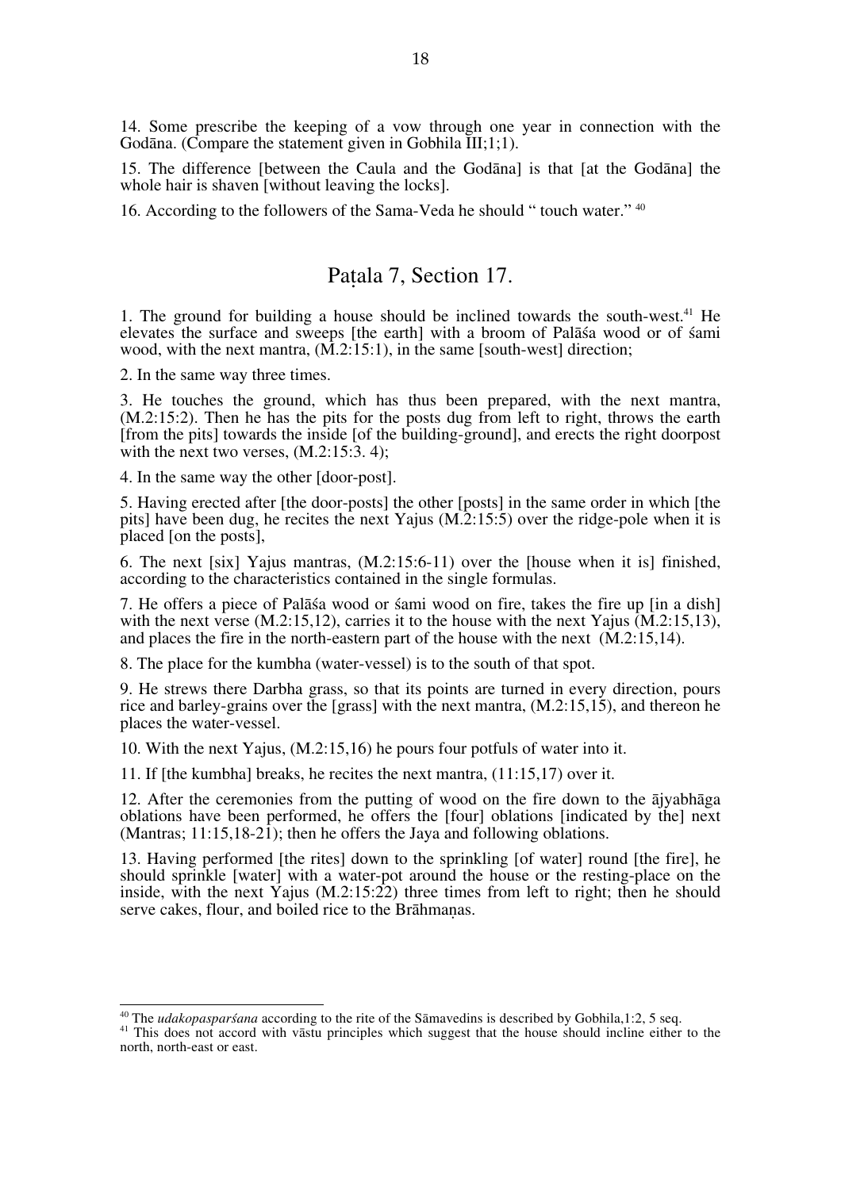14. Some prescribe the keeping of a vow through one year in connection with the Godāna. (Compare the statement given in Gobhila III;1;1).

15. The difference [between the Caula and the Godāna] is that [at the Godāna] the whole hair is shaven [without leaving the locks].

16. According to the followers of the Sama-Veda he should " touch water." [40]

## Paṭala 7, Section 17.

1. The ground for building a house should be inclined towards the south-west.[41] He elevates the surface and sweeps [the earth] with a broom of Palāśa wood or of śami wood, with the next mantra, (M.2:15:1), in the same [south-west] direction;

2. In the same way three times.

3. He touches the ground, which has thus been prepared, with the next mantra, (M.2:15:2). Then he has the pits for the posts dug from left to right, throws the earth [from the pits] towards the inside [of the building-ground], and erects the right doorpost with the next two verses, (M.2:15:3. 4);

4. In the same way the other [door-post].

5. Having erected after [the door-posts] the other [posts] in the same order in which [the pits] have been dug, he recites the next Yajus (M.2:15:5) over the ridge-pole when it is placed [on the posts],

6. The next [six] Yajus mantras, (M.2:15:6-11) over the [house when it is] finished, according to the characteristics contained in the single formulas.

7. He offers a piece of Palāśa wood or śami wood on fire, takes the fire up [in a dish] with the next verse (M.2:15,12), carries it to the house with the next Yajus (M.2:15,13), and places the fire in the north-eastern part of the house with the next (M.2:15,14).

8. The place for the kumbha (water-vessel) is to the south of that spot.

9. He strews there Darbha grass, so that its points are turned in every direction, pours rice and barley-grains over the [grass] with the next mantra, (M.2:15,15), and thereon he places the water-vessel.

10. With the next Yajus, (M.2:15,16) he pours four potfuls of water into it.

11. If [the kumbha] breaks, he recites the next mantra, (11:15,17) over it.

12. After the ceremonies from the putting of wood on the fire down to the ājyabhāga oblations have been performed, he offers the [four] oblations [indicated by the] next (Mantras; 11:15,18-21); then he offers the Jaya and following oblations.

13. Having performed [the rites] down to the sprinkling [of water] round [the fire], he should sprinkle [water] with a water-pot around the house or the resting-place on the inside, with the next Yajus (M.2:15:22) three times from left to right; then he should serve cakes, flour, and boiled rice to the Brāhmaṇas.

---

[40] The *udakopasparśana* according to the rite of the Sāmavedins is described by Gobhila,1:2, 5 seq.

[41] This does not accord with vāstu principles which suggest that the house should incline either to the north, north-east or east.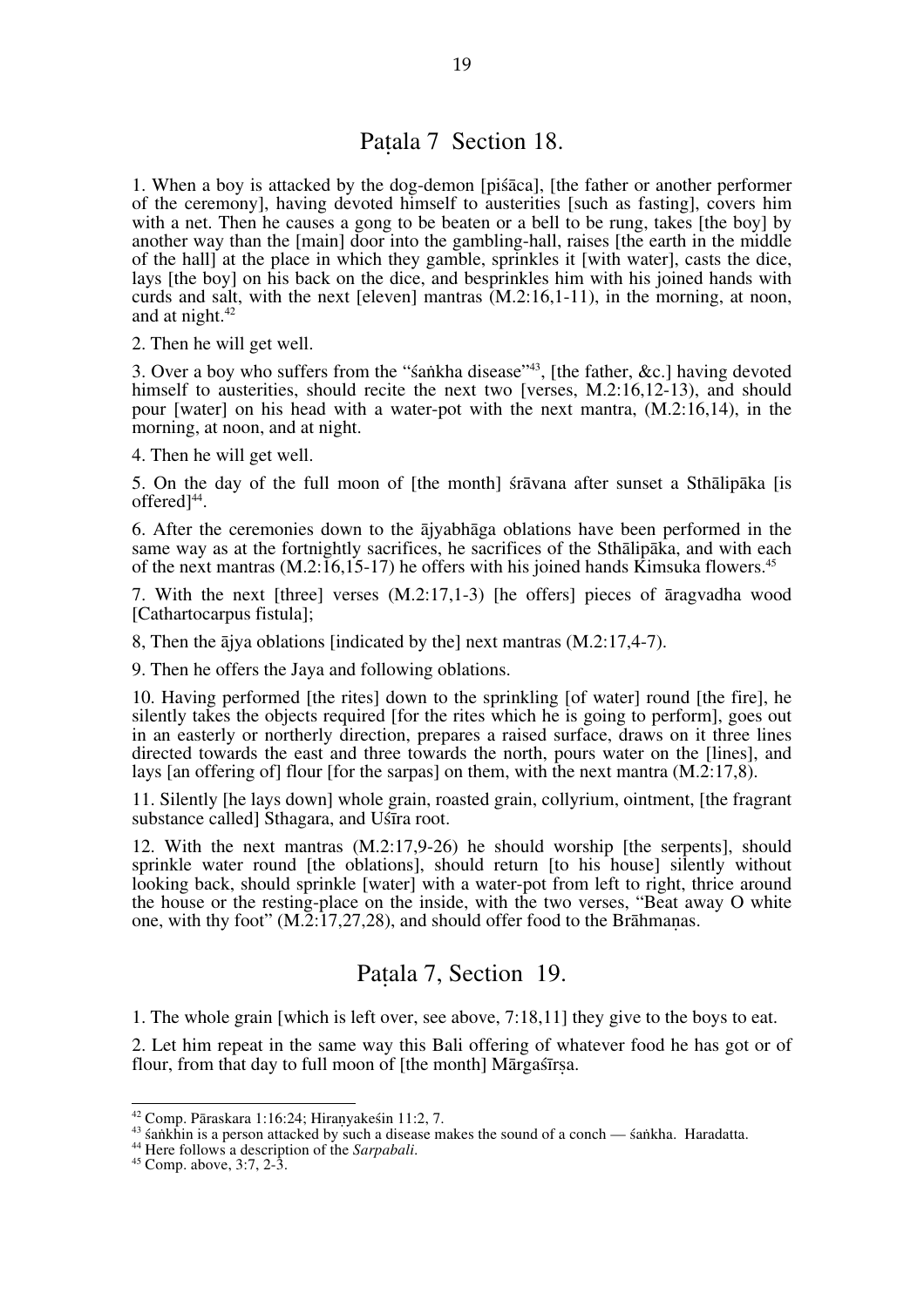## Paṭala 7 Section 18.

1. When a boy is attacked by the dog-demon [piśāca], [the father or another performer of the ceremony], having devoted himself to austerities [such as fasting], covers him with a net. Then he causes a gong to be beaten or a bell to be rung, takes [the boy] by another way than the [main] door into the gambling-hall, raises [the earth in the middle of the hall] at the place in which they gamble, sprinkles it [with water], casts the dice, lays [the boy] on his back on the dice, and besprinkles him with his joined hands with curds and salt, with the next [eleven] mantras (M.2:16,1-11), in the morning, at noon, and at night.[42]

2. Then he will get well.

3. Over a boy who suffers from the "śaṅkha disease"[43], [the father, &c.] having devoted himself to austerities, should recite the next two [verses, M.2:16,12-13), and should pour [water] on his head with a water-pot with the next mantra, (M.2:16,14), in the morning, at noon, and at night.

4. Then he will get well.

5. On the day of the full moon of [the month] śrāvana after sunset a Sthālipāka [is offered][44].

6. After the ceremonies down to the ājyabhāga oblations have been performed in the same way as at the fortnightly sacrifices, he sacrifices of the Sthālipāka, and with each of the next mantras (M.2:16,15-17) he offers with his joined hands Kimsuka flowers.[45]

7. With the next [three] verses (M.2:17,1-3) [he offers] pieces of āragvadha wood [Cathartocarpus fistula];

8, Then the ājya oblations [indicated by the] next mantras (M.2:17,4-7).

9. Then he offers the Jaya and following oblations.

10. Having performed [the rites] down to the sprinkling [of water] round [the fire], he silently takes the objects required [for the rites which he is going to perform], goes out in an easterly or northerly direction, prepares a raised surface, draws on it three lines directed towards the east and three towards the north, pours water on the [lines], and lays [an offering of] flour [for the sarpas] on them, with the next mantra (M.2:17,8).

11. Silently [he lays down] whole grain, roasted grain, collyrium, ointment, [the fragrant substance called] Sthagara, and Uśīra root.

12. With the next mantras (M.2:17,9-26) he should worship [the serpents], should sprinkle water round [the oblations], should return [to his house] silently without looking back, should sprinkle [water] with a water-pot from left to right, thrice around the house or the resting-place on the inside, with the two verses, "Beat away O white one, with thy foot" (M.2:17,27,28), and should offer food to the Brāhmaṇas.

## Paṭala 7, Section 19.

1. The whole grain [which is left over, see above, 7:18,11] they give to the boys to eat.

2. Let him repeat in the same way this Bali offering of whatever food he has got or of flour, from that day to full moon of [the month] Mārgaśīrṣa.

---

[42] Comp. Pāraskara 1:16:24; Hiranyakeśin 11:2, 7.

[43] śaṅkhin is a person attacked by such a disease makes the sound of a conch — śaṅkha. Haradatta.

[44] Here follows a description of the *Sarpabali*.

[45] Comp. above, 3:7, 2-3.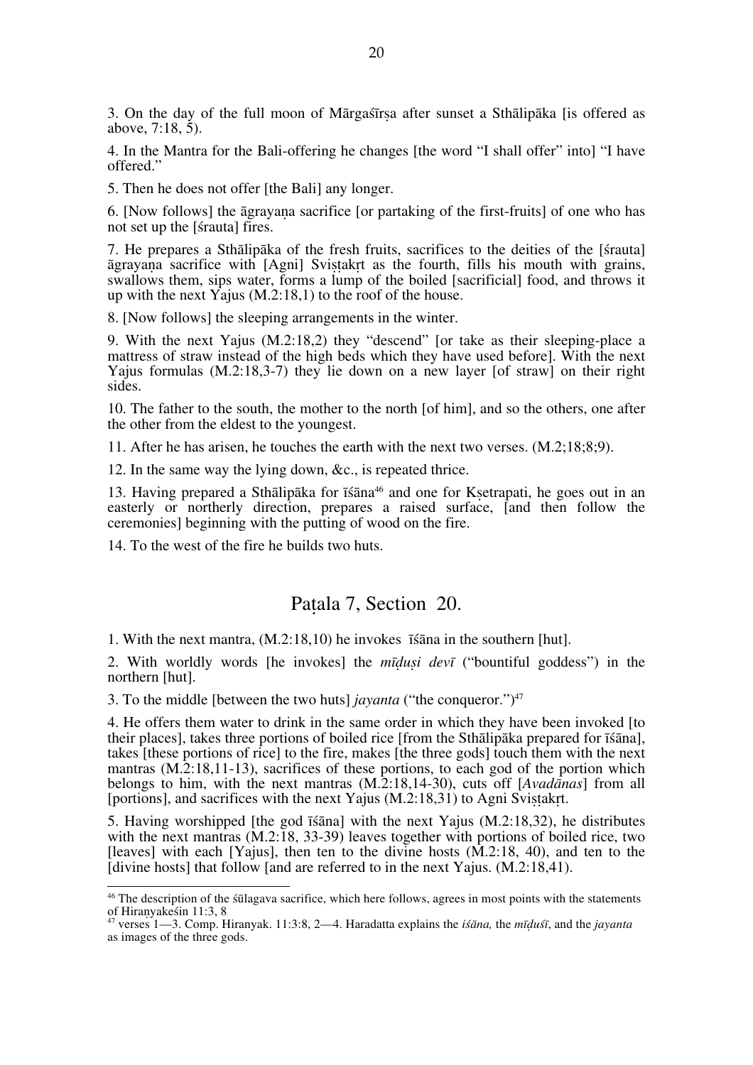3. On the day of the full moon of Mārgaśīrṣa after sunset a Sthālipāka [is offered as above, 7:18, 5).

4. In the Mantra for the Bali-offering he changes [the word "I shall offer" into] "I have offered."

5. Then he does not offer [the Bali] any longer.

6. [Now follows] the āgrayaṇa sacrifice [or partaking of the first-fruits] of one who has not set up the [śrauta] fires.

7. He prepares a Sthālipāka of the fresh fruits, sacrifices to the deities of the [śrauta] āgrayaṇa sacrifice with [Agni] Sviṣṭakṛt as the fourth, fills his mouth with grains, swallows them, sips water, forms a lump of the boiled [sacrificial] food, and throws it up with the next Yajus (M.2:18,1) to the roof of the house.

8. [Now follows] the sleeping arrangements in the winter.

9. With the next Yajus (M.2:18,2) they "descend" [or take as their sleeping-place a mattress of straw instead of the high beds which they have used before]. With the next Yajus formulas (M.2:18,3-7) they lie down on a new layer [of straw] on their right sides.

10. The father to the south, the mother to the north [of him], and so the others, one after the other from the eldest to the youngest.

11. After he has arisen, he touches the earth with the next two verses. (M.2;18;8;9).

12. In the same way the lying down, &c., is repeated thrice.

13. Having prepared a Sthālipāka for Īśāna[46] and one for Kṣetrapati, he goes out in an easterly or northerly direction, prepares a raised surface, [and then follow the ceremonies] beginning with the putting of wood on the fire.

14. To the west of the fire he builds two huts.

## Paṭala 7, Section 20.

1. With the next mantra, (M.2:18,10) he invokes Īśāna in the southern [hut].

2. With worldly words [he invokes] the *mīḍuṣi devī* ("bountiful goddess") in the northern [hut].

3. To the middle [between the two huts] *jayanta* ("the conqueror.")[47]

4. He offers them water to drink in the same order in which they have been invoked [to their places], takes three portions of boiled rice [from the Sthālipāka prepared for Īśāna], takes [these portions of rice] to the fire, makes [the three gods] touch them with the next mantras (M.2:18,11-13), sacrifices of these portions, to each god of the portion which belongs to him, with the next mantras (M.2:18,14-30), cuts off [*Avadānas*] from all [portions], and sacrifices with the next Yajus (M.2:18,31) to Agni Sviṣṭakṛt.

5. Having worshipped [the god Īśāna] with the next Yajus (M.2:18,32), he distributes with the next mantras (M.2:18, 33-39) leaves together with portions of boiled rice, two [leaves] with each [Yajus], then ten to the divine hosts (M.2:18, 40), and ten to the [divine hosts] that follow [and are referred to in the next Yajus. (M.2:18,41).

---

[46] The description of the śūlagava sacrifice, which here follows, agrees in most points with the statements of Hiraṇyakeśin 11:3, 8

[47] verses 1—3. Comp. Hiranyak. 11:3:8, 2—4. Haradatta explains the *iśāna,* the *mīḍuśī*, and the *jayanta* as images of the three gods.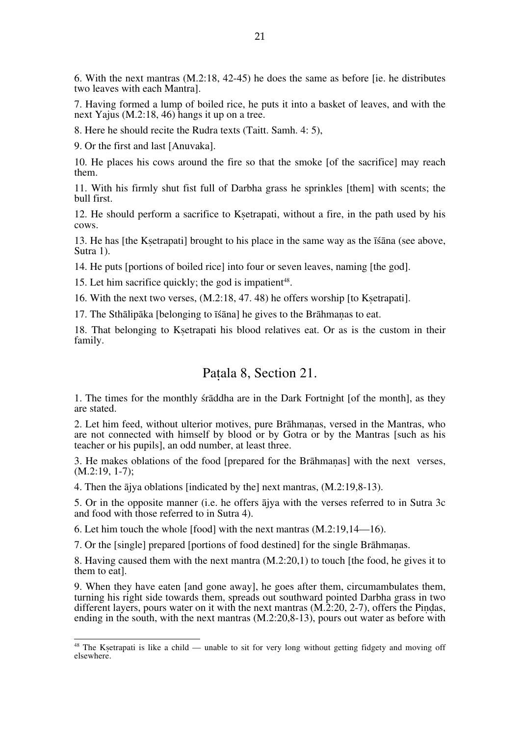6. With the next mantras (M.2:18, 42-45) he does the same as before [ie. he distributes two leaves with each Mantra].

7. Having formed a lump of boiled rice, he puts it into a basket of leaves, and with the next Yajus (M.2:18, 46) hangs it up on a tree.

8. Here he should recite the Rudra texts (Taitt. Samh. 4: 5),

9. Or the first and last [Anuvaka].

10. He places his cows around the fire so that the smoke [of the sacrifice] may reach them.

11. With his firmly shut fist full of Darbha grass he sprinkles [them] with scents; the bull first.

12. He should perform a sacrifice to Kṣetrapati, without a fire, in the path used by his cows.

13. He has [the Kṣetrapati] brought to his place in the same way as the īśāna (see above, Sutra 1).

14. He puts [portions of boiled rice] into four or seven leaves, naming [the god].

15. Let him sacrifice quickly; the god is impatient[48].

16. With the next two verses, (M.2:18, 47. 48) he offers worship [to Kṣetrapati].

17. The Sthālipāka [belonging to īśāna] he gives to the Brāhmaṇas to eat.

18. That belonging to Kṣetrapati his blood relatives eat. Or as is the custom in their family.

## Paṭala 8, Section 21.

1. The times for the monthly śrāddha are in the Dark Fortnight [of the month], as they are stated.

2. Let him feed, without ulterior motives, pure Brāhmaṇas, versed in the Mantras, who are not connected with himself by blood or by Gotra or by the Mantras [such as his teacher or his pupils], an odd number, at least three.

3. He makes oblations of the food [prepared for the Brāhmaṇas] with the next verses, (M.2:19, 1-7);

4. Then the ājya oblations [indicated by the] next mantras, (M.2:19,8-13).

5. Or in the opposite manner (i.e. he offers ājya with the verses referred to in Sutra 3c and food with those referred to in Sutra 4).

6. Let him touch the whole [food] with the next mantras (M.2:19,14—16).

7. Or the [single] prepared [portions of food destined] for the single Brāhmaṇas.

8. Having caused them with the next mantra (M.2:20,1) to touch [the food, he gives it to them to eat].

9. When they have eaten [and gone away], he goes after them, circumambulates them, turning his right side towards them, spreads out southward pointed Darbha grass in two different layers, pours water on it with the next mantras (M.2:20, 2-7), offers the Piṇḍas, ending in the south, with the next mantras (M.2:20,8-13), pours out water as before with

---

[48] The Kṣetrapati is like a child — unable to sit for very long without getting fidgety and moving off elsewhere.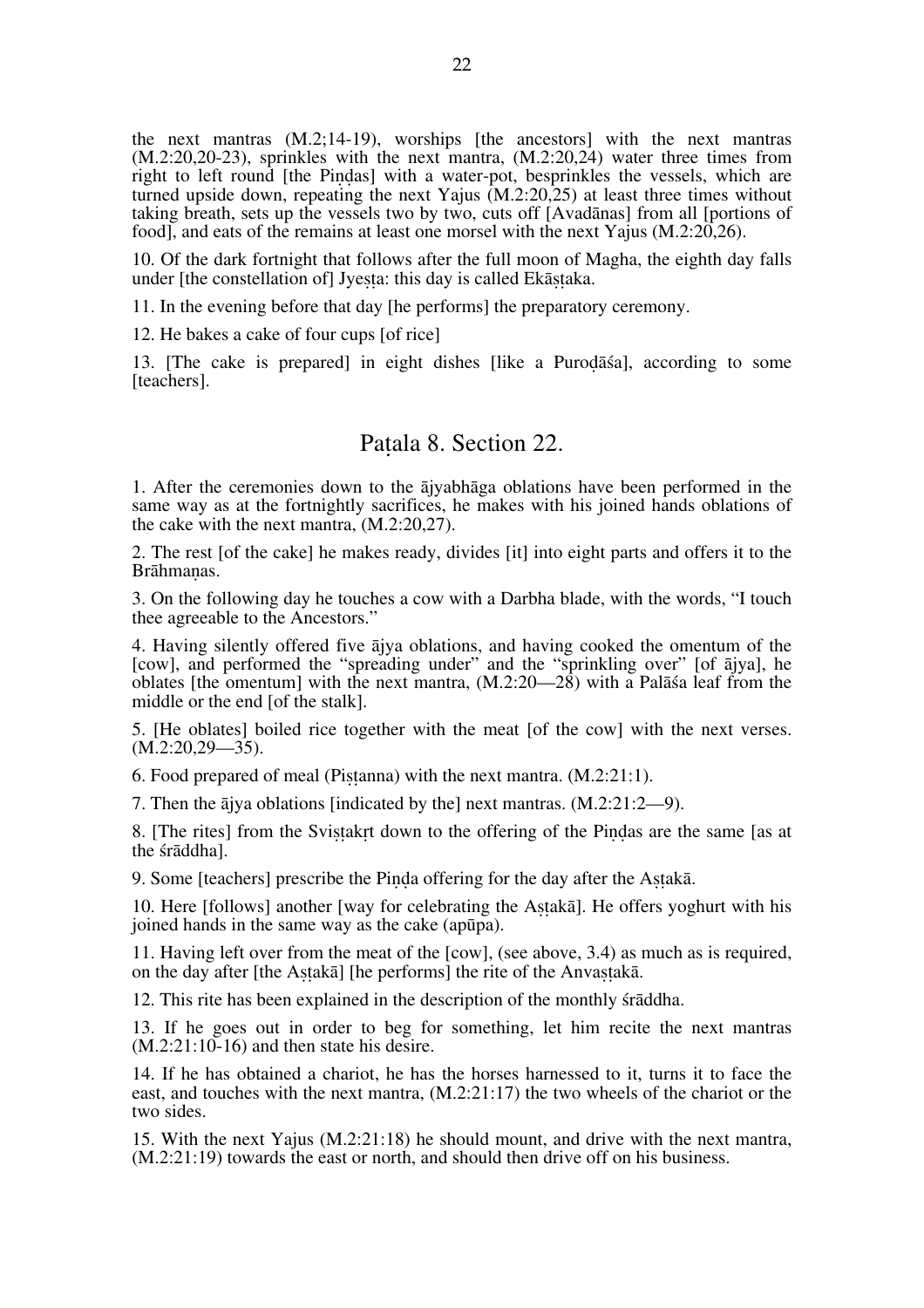the next mantras (M.2;14-19), worships [the ancestors] with the next mantras (M.2:20,20-23), sprinkles with the next mantra, (M.2:20,24) water three times from right to left round [the Piṇḍas] with a water-pot, besprinkles the vessels, which are turned upside down, repeating the next Yajus (M.2:20,25) at least three times without taking breath, sets up the vessels two by two, cuts off [Avadānas] from all [portions of food], and eats of the remains at least one morsel with the next Yajus (M.2:20,26).

10. Of the dark fortnight that follows after the full moon of Magha, the eighth day falls under [the constellation of] Jyeṣṭa: this day is called Ekāṣṭaka.

11. In the evening before that day [he performs] the preparatory ceremony.

12. He bakes a cake of four cups [of rice]

13. [The cake is prepared] in eight dishes [like a Puroḍāśa], according to some [teachers].

## Paṭala 8. Section 22.

1. After the ceremonies down to the ājyabhāga oblations have been performed in the same way as at the fortnightly sacrifices, he makes with his joined hands oblations of the cake with the next mantra, (M.2:20,27).

2. The rest [of the cake] he makes ready, divides [it] into eight parts and offers it to the Brāhmaṇas.

3. On the following day he touches a cow with a Darbha blade, with the words, "I touch thee agreeable to the Ancestors."

4. Having silently offered five ājya oblations, and having cooked the omentum of the [cow], and performed the "spreading under" and the "sprinkling over" [of ājya], he oblates [the omentum] with the next mantra, (M.2:20—28) with a Palāśa leaf from the middle or the end [of the stalk].

5. [He oblates] boiled rice together with the meat [of the cow] with the next verses. (M.2:20,29—35).

6. Food prepared of meal (Piṣṭanna) with the next mantra. (M.2:21:1).

7. Then the ājya oblations [indicated by the] next mantras. (M.2:21:2—9).

8. [The rites] from the Sviṣṭakṛt down to the offering of the Piṇḍas are the same [as at the śrāddha].

9. Some [teachers] prescribe the Piṇḍa offering for the day after the Aṣṭakā.

10. Here [follows] another [way for celebrating the Aṣṭakā]. He offers yoghurt with his joined hands in the same way as the cake (apūpa).

11. Having left over from the meat of the [cow], (see above, 3.4) as much as is required, on the day after [the Aṣṭakā] [he performs] the rite of the Anvaṣṭakā.

12. This rite has been explained in the description of the monthly śrāddha.

13. If he goes out in order to beg for something, let him recite the next mantras (M.2:21:10-16) and then state his desire.

14. If he has obtained a chariot, he has the horses harnessed to it, turns it to face the east, and touches with the next mantra, (M.2:21:17) the two wheels of the chariot or the two sides.

15. With the next Yajus (M.2:21:18) he should mount, and drive with the next mantra, (M.2:21:19) towards the east or north, and should then drive off on his business.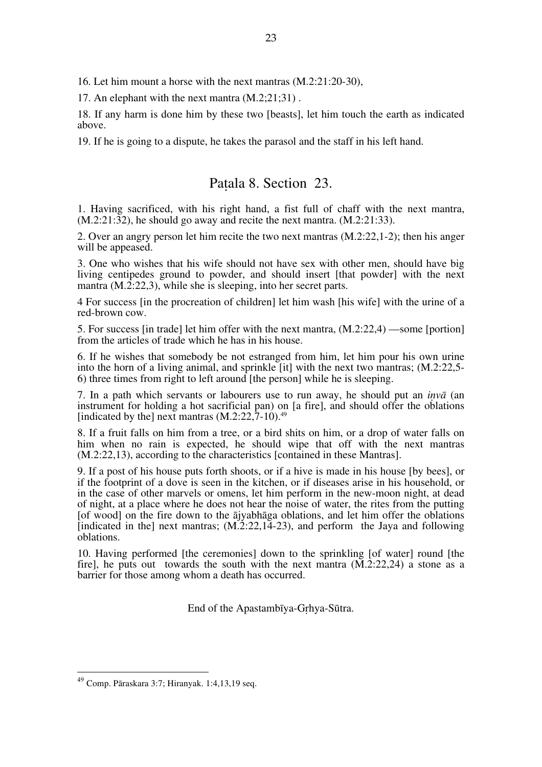16. Let him mount a horse with the next mantras (M.2:21:20-30),

17. An elephant with the next mantra (M.2;21;31) .

18. If any harm is done him by these two [beasts], let him touch the earth as indicated above.

19. If he is going to a dispute, he takes the parasol and the staff in his left hand.

## Paṭala 8. Section 23.

1. Having sacrificed, with his right hand, a fist full of chaff with the next mantra, (M.2:21:32), he should go away and recite the next mantra. (M.2:21:33).

2. Over an angry person let him recite the two next mantras (M.2:22,1-2); then his anger will be appeased.

3. One who wishes that his wife should not have sex with other men, should have big living centipedes ground to powder, and should insert [that powder] with the next mantra (M.2:22,3), while she is sleeping, into her secret parts.

4 For success [in the procreation of children] let him wash [his wife] with the urine of a red-brown cow.

5. For success [in trade] let him offer with the next mantra, (M.2:22,4) —some [portion] from the articles of trade which he has in his house.

6. If he wishes that somebody be not estranged from him, let him pour his own urine into the horn of a living animal, and sprinkle [it] with the next two mantras; (M.2:22,5-6) three times from right to left around [the person] while he is sleeping.

7. In a path which servants or labourers use to run away, he should put an *iṇvā* (an instrument for holding a hot sacrificial pan) on [a fire], and should offer the oblations [indicated by the] next mantras (M.2:22,7-10).[49]

8. If a fruit falls on him from a tree, or a bird shits on him, or a drop of water falls on him when no rain is expected, he should wipe that off with the next mantras (M.2:22,13), according to the characteristics [contained in these Mantras].

9. If a post of his house puts forth shoots, or if a hive is made in his house [by bees], or if the footprint of a dove is seen in the kitchen, or if diseases arise in his household, or in the case of other marvels or omens, let him perform in the new-moon night, at dead of night, at a place where he does not hear the noise of water, the rites from the putting [of wood] on the fire down to the ājyabhāga oblations, and let him offer the oblations [indicated in the] next mantras; (M.2:22,14-23), and perform the Jaya and following oblations.

10. Having performed [the ceremonies] down to the sprinkling [of water] round [the fire], he puts out towards the south with the next mantra (M.2:22,24) a stone as a barrier for those among whom a death has occurred.

End of the Apastambīya-Gṛhya-Sūtra.

---

[49] Comp. Pāraskara 3:7; Hiranyak. 1:4,13,19 seq.